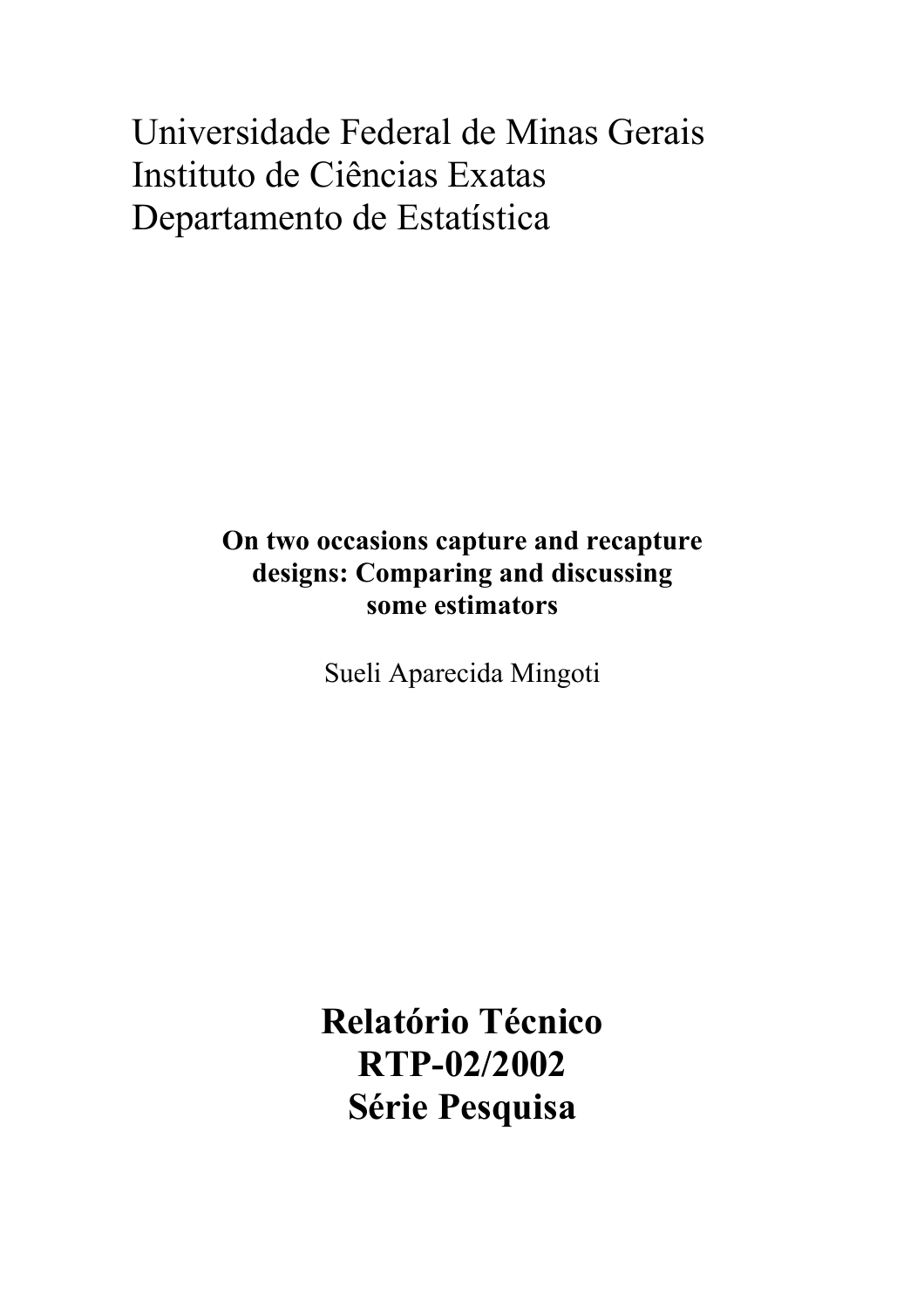Universidade Federal de Minas Gerais
Instituto de Ciências Exatas
Departamento de Estatística

**On two occasions capture and recapture designs: Comparing and discussing some estimators**

Sueli Aparecida Mingoti

# Relatório Técnico
# RTP-02/2002
# Série Pesquisa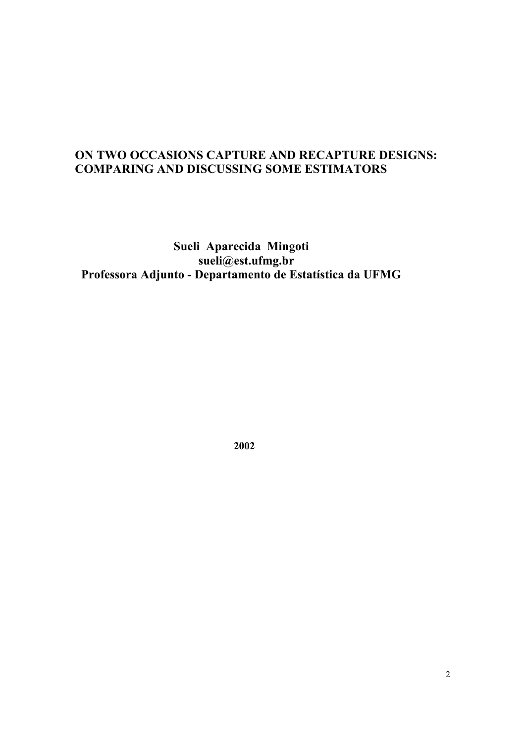# ON TWO OCCASIONS CAPTURE AND RECAPTURE DESIGNS: COMPARING AND DISCUSSING SOME ESTIMATORS

**Sueli Aparecida Mingoti**

**sueli@est.ufmg.br**

**Professora Adjunto - Departamento de Estatística da UFMG**

**2002**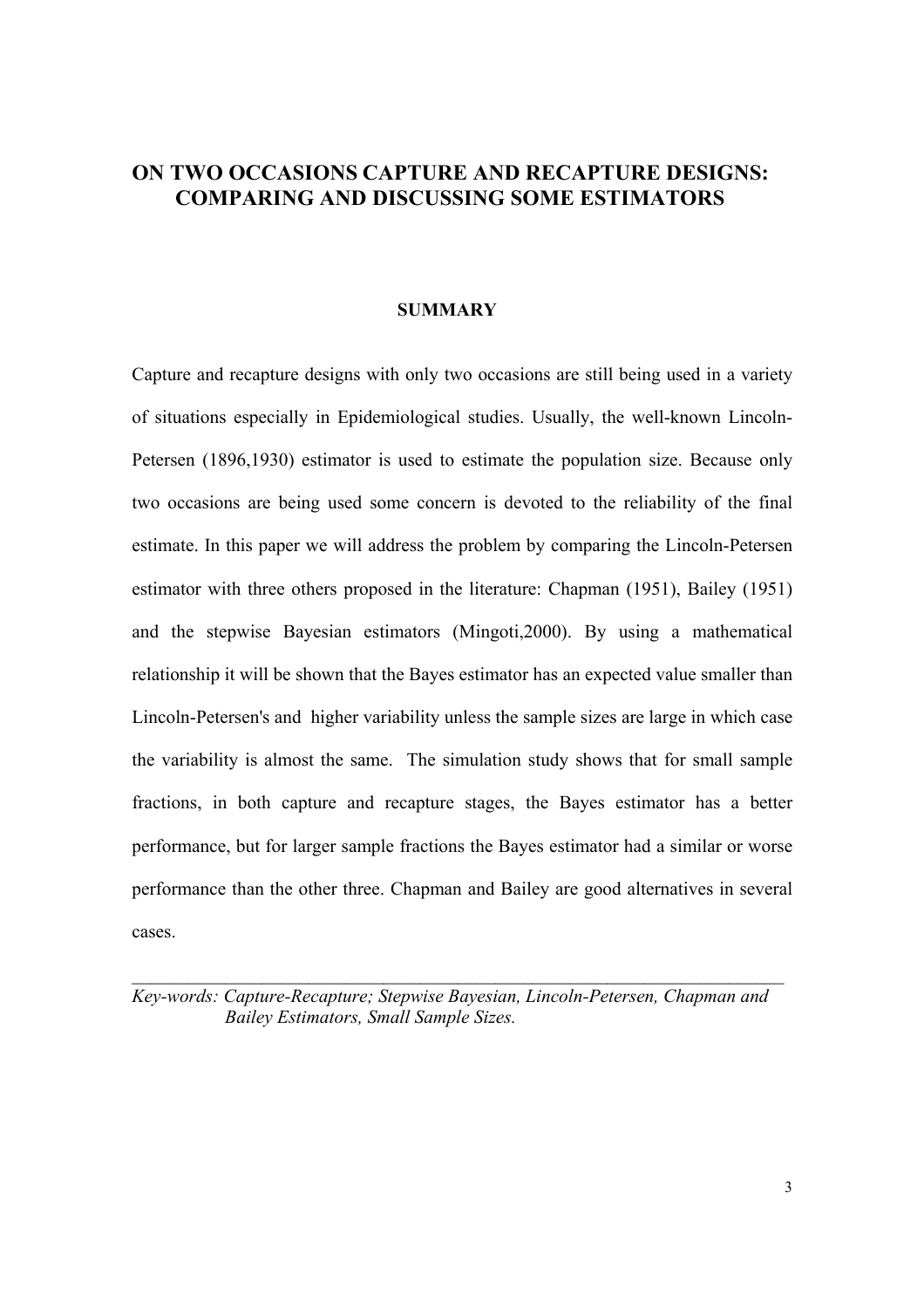# ON TWO OCCASIONS CAPTURE AND RECAPTURE DESIGNS: COMPARING AND DISCUSSING SOME ESTIMATORS

## SUMMARY

Capture and recapture designs with only two occasions are still being used in a variety of situations especially in Epidemiological studies. Usually, the well-known Lincoln-Petersen (1896,1930) estimator is used to estimate the population size. Because only two occasions are being used some concern is devoted to the reliability of the final estimate. In this paper we will address the problem by comparing the Lincoln-Petersen estimator with three others proposed in the literature: Chapman (1951), Bailey (1951) and the stepwise Bayesian estimators (Mingoti,2000). By using a mathematical relationship it will be shown that the Bayes estimator has an expected value smaller than Lincoln-Petersen's and higher variability unless the sample sizes are large in which case the variability is almost the same. The simulation study shows that for small sample fractions, in both capture and recapture stages, the Bayes estimator has a better performance, but for larger sample fractions the Bayes estimator had a similar or worse performance than the other three. Chapman and Bailey are good alternatives in several cases.

---

*Key-words: Capture-Recapture; Stepwise Bayesian, Lincoln-Petersen, Chapman and Bailey Estimators, Small Sample Sizes.*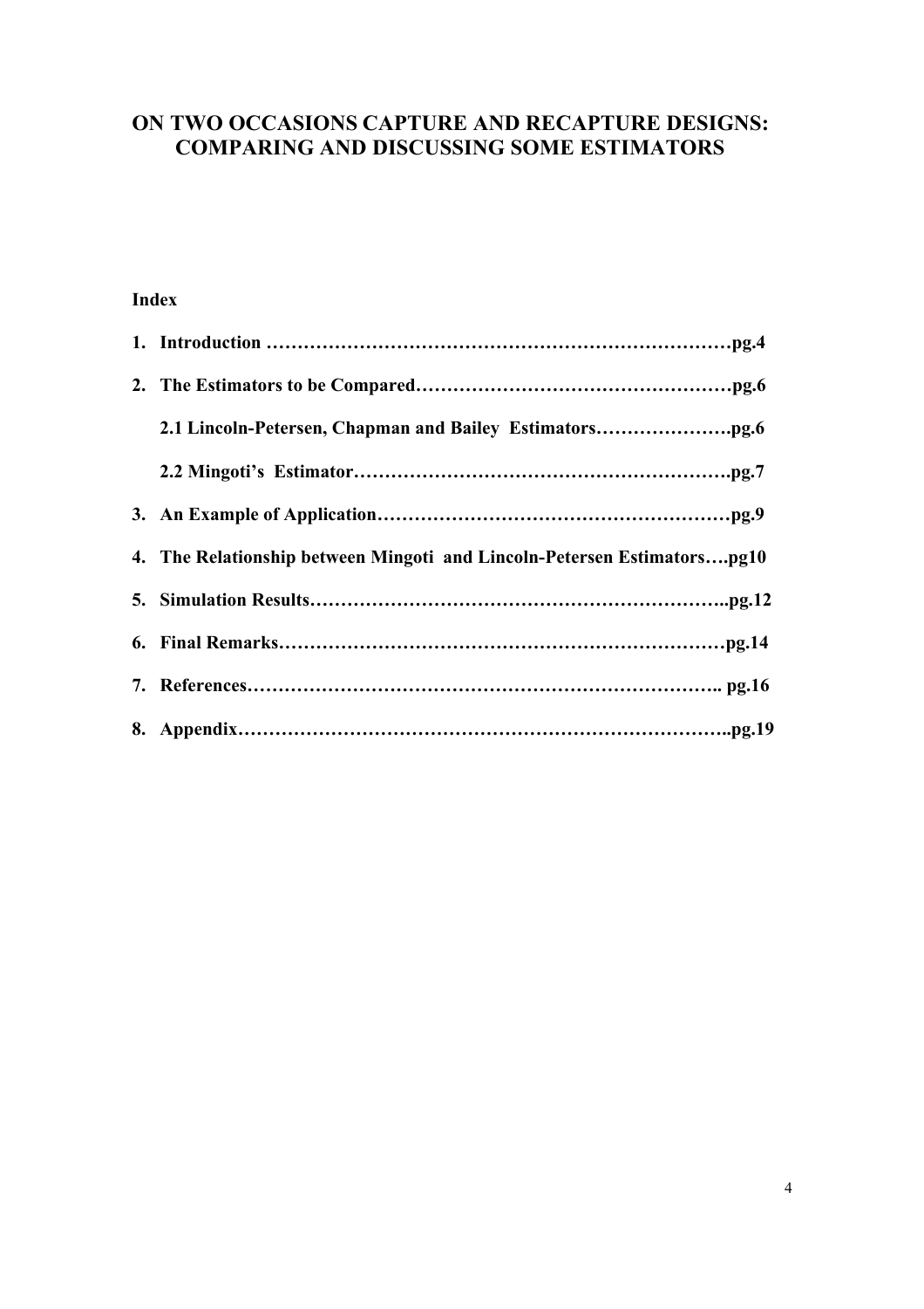# ON TWO OCCASIONS CAPTURE AND RECAPTURE DESIGNS: COMPARING AND DISCUSSING SOME ESTIMATORS

**Index**

1. **Introduction ……………………………………………………………………pg.4**
2. **The Estimators to be Compared……………………………………………pg.6**

   **2.1 Lincoln-Petersen, Chapman and Bailey Estimators………………….pg.6**

   **2.2 Mingoti's Estimator…………………………………………………….pg.7**
3. **An Example of Application…………………………………………………pg.9**
4. **The Relationship between Mingoti and Lincoln-Petersen Estimators….pg10**
5. **Simulation Results…………………………………………………………..pg.12**
6. **Final Remarks………………………………………………………………pg.14**
7. **References………………………………………………………………….. pg.16**
8. **Appendix……………………………………………………………………..pg.19**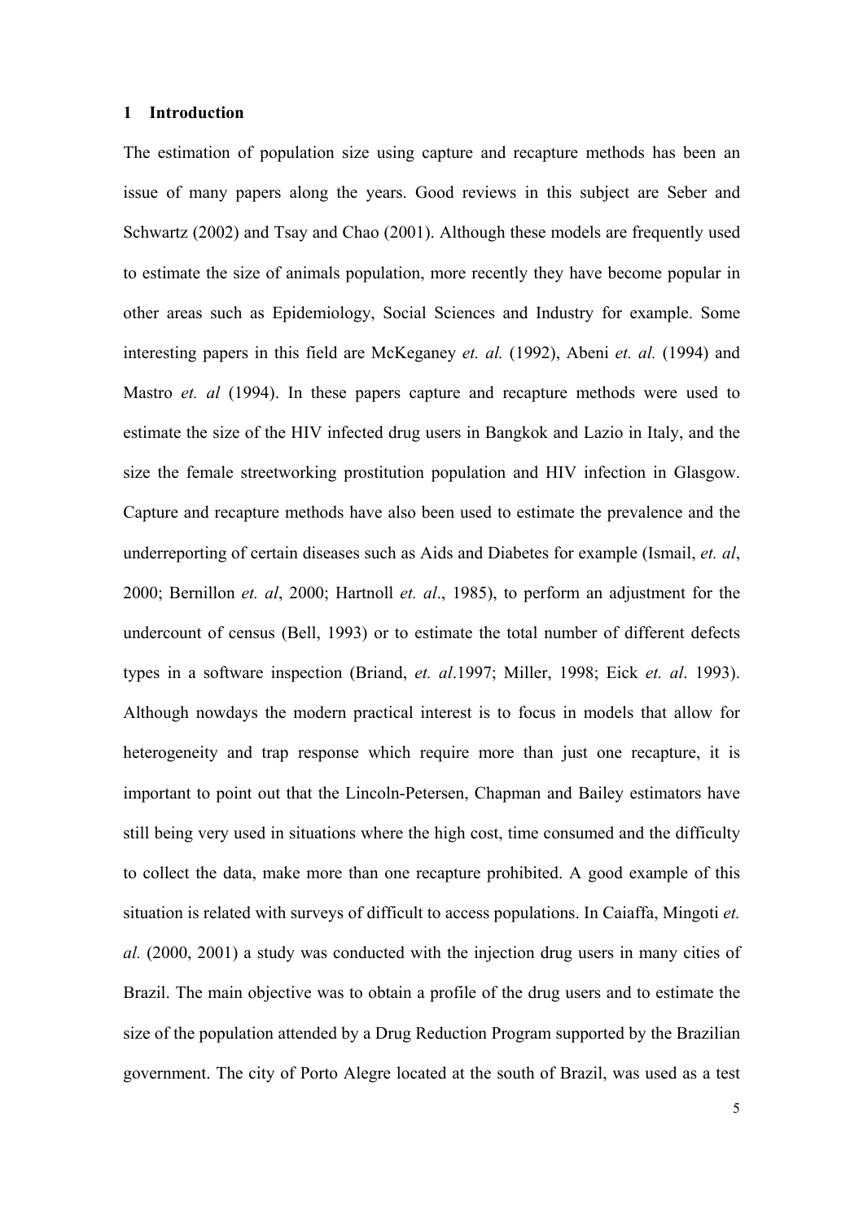## 1 Introduction

The estimation of population size using capture and recapture methods has been an issue of many papers along the years. Good reviews in this subject are Seber and Schwartz (2002) and Tsay and Chao (2001). Although these models are frequently used to estimate the size of animals population, more recently they have become popular in other areas such as Epidemiology, Social Sciences and Industry for example. Some interesting papers in this field are McKeganey *et. al.* (1992), Abeni *et. al.* (1994) and Mastro *et. al* (1994). In these papers capture and recapture methods were used to estimate the size of the HIV infected drug users in Bangkok and Lazio in Italy, and the size the female streetworking prostitution population and HIV infection in Glasgow. Capture and recapture methods have also been used to estimate the prevalence and the underreporting of certain diseases such as Aids and Diabetes for example (Ismail, *et. al*, 2000; Bernillon *et. al*, 2000; Hartnoll *et. al*., 1985), to perform an adjustment for the undercount of census (Bell, 1993) or to estimate the total number of different defects types in a software inspection (Briand, *et. al*.1997; Miller, 1998; Eick *et. al*. 1993). Although nowdays the modern practical interest is to focus in models that allow for heterogeneity and trap response which require more than just one recapture, it is important to point out that the Lincoln-Petersen, Chapman and Bailey estimators have still being very used in situations where the high cost, time consumed and the difficulty to collect the data, make more than one recapture prohibited. A good example of this situation is related with surveys of difficult to access populations. In Caiaffa, Mingoti *et. al.* (2000, 2001) a study was conducted with the injection drug users in many cities of Brazil. The main objective was to obtain a profile of the drug users and to estimate the size of the population attended by a Drug Reduction Program supported by the Brazilian government. The city of Porto Alegre located at the south of Brazil, was used as a test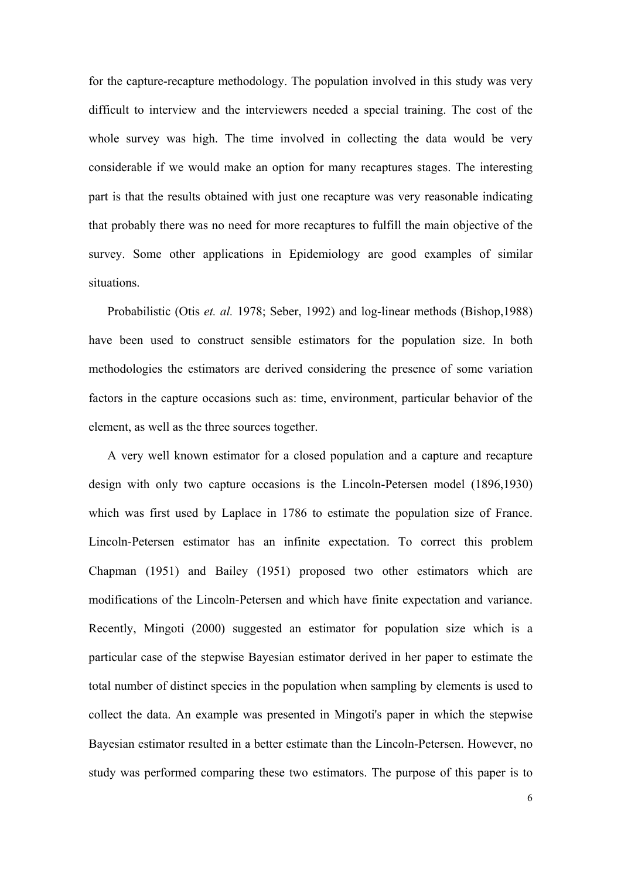for the capture-recapture methodology. The population involved in this study was very difficult to interview and the interviewers needed a special training. The cost of the whole survey was high. The time involved in collecting the data would be very considerable if we would make an option for many recaptures stages. The interesting part is that the results obtained with just one recapture was very reasonable indicating that probably there was no need for more recaptures to fulfill the main objective of the survey. Some other applications in Epidemiology are good examples of similar situations.

Probabilistic (Otis *et. al.* 1978; Seber, 1992) and log-linear methods (Bishop,1988) have been used to construct sensible estimators for the population size. In both methodologies the estimators are derived considering the presence of some variation factors in the capture occasions such as: time, environment, particular behavior of the element, as well as the three sources together.

A very well known estimator for a closed population and a capture and recapture design with only two capture occasions is the Lincoln-Petersen model (1896,1930) which was first used by Laplace in 1786 to estimate the population size of France. Lincoln-Petersen estimator has an infinite expectation. To correct this problem Chapman (1951) and Bailey (1951) proposed two other estimators which are modifications of the Lincoln-Petersen and which have finite expectation and variance. Recently, Mingoti (2000) suggested an estimator for population size which is a particular case of the stepwise Bayesian estimator derived in her paper to estimate the total number of distinct species in the population when sampling by elements is used to collect the data. An example was presented in Mingoti's paper in which the stepwise Bayesian estimator resulted in a better estimate than the Lincoln-Petersen. However, no study was performed comparing these two estimators. The purpose of this paper is to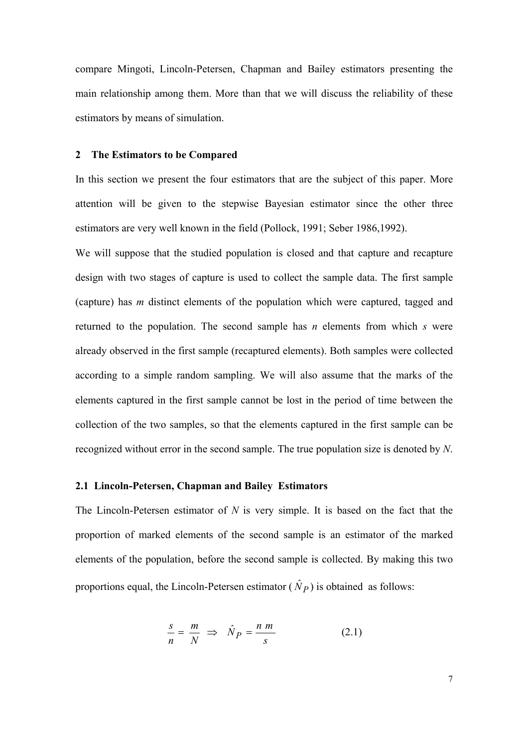compare Mingoti, Lincoln-Petersen, Chapman and Bailey estimators presenting the main relationship among them. More than that we will discuss the reliability of these estimators by means of simulation.

## 2 The Estimators to be Compared

In this section we present the four estimators that are the subject of this paper. More attention will be given to the stepwise Bayesian estimator since the other three estimators are very well known in the field (Pollock, 1991; Seber 1986,1992).

We will suppose that the studied population is closed and that capture and recapture design with two stages of capture is used to collect the sample data. The first sample (capture) has $m$ distinct elements of the population which were captured, tagged and returned to the population. The second sample has $n$ elements from which $s$ were already observed in the first sample (recaptured elements). Both samples were collected according to a simple random sampling. We will also assume that the marks of the elements captured in the first sample cannot be lost in the period of time between the collection of the two samples, so that the elements captured in the first sample can be recognized without error in the second sample. The true population size is denoted by $N$.

### 2.1 Lincoln-Petersen, Chapman and Bailey Estimators

The Lincoln-Petersen estimator of $N$ is very simple. It is based on the fact that the proportion of marked elements of the second sample is an estimator of the marked elements of the population, before the second sample is collected. By making this two proportions equal, the Lincoln-Petersen estimator ($\hat{N}_P$) is obtained as follows:

$$\frac{s}{n} = \frac{m}{N} \Rightarrow \hat{N}_P = \frac{n\,m}{s} \qquad (2.1)$$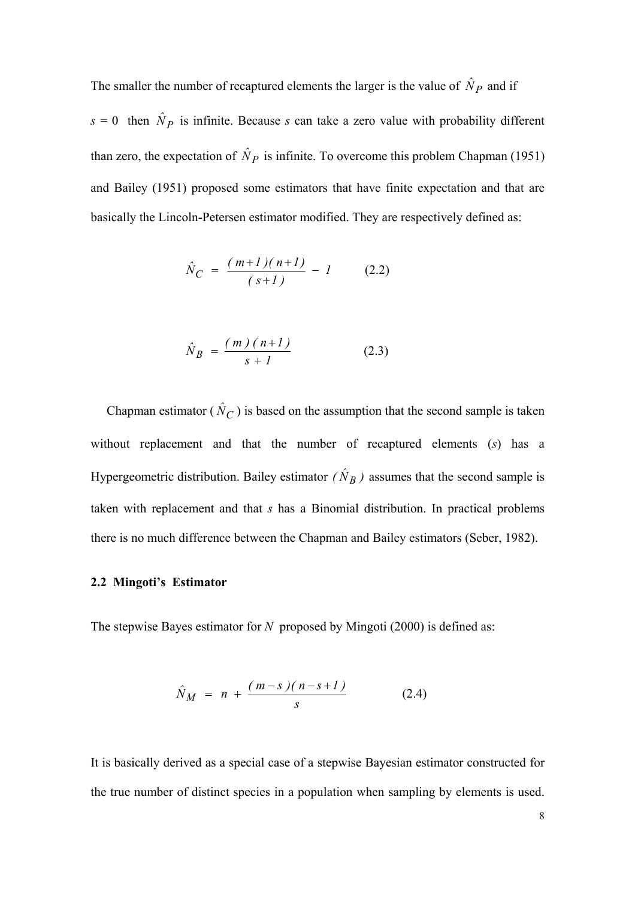The smaller the number of recaptured elements the larger is the value of $\hat{N}_P$ and if $s = 0$ then $\hat{N}_P$ is infinite. Because $s$ can take a zero value with probability different than zero, the expectation of $\hat{N}_P$ is infinite. To overcome this problem Chapman (1951) and Bailey (1951) proposed some estimators that have finite expectation and that are basically the Lincoln-Petersen estimator modified. They are respectively defined as:

$$\hat{N}_C = \frac{(m+1)(n+1)}{(s+1)} - 1 \qquad (2.2)$$

$$\hat{N}_B = \frac{(m)(n+1)}{s+1} \qquad (2.3)$$

Chapman estimator ($\hat{N}_C$) is based on the assumption that the second sample is taken without replacement and that the number of recaptured elements ($s$) has a Hypergeometric distribution. Bailey estimator ($\hat{N}_B$) assumes that the second sample is taken with replacement and that $s$ has a Binomial distribution. In practical problems there is no much difference between the Chapman and Bailey estimators (Seber, 1982).

### 2.2 Mingoti's Estimator

The stepwise Bayes estimator for $N$ proposed by Mingoti (2000) is defined as:

$$\hat{N}_M = n + \frac{(m-s)(n-s+1)}{s} \qquad (2.4)$$

It is basically derived as a special case of a stepwise Bayesian estimator constructed for the true number of distinct species in a population when sampling by elements is used.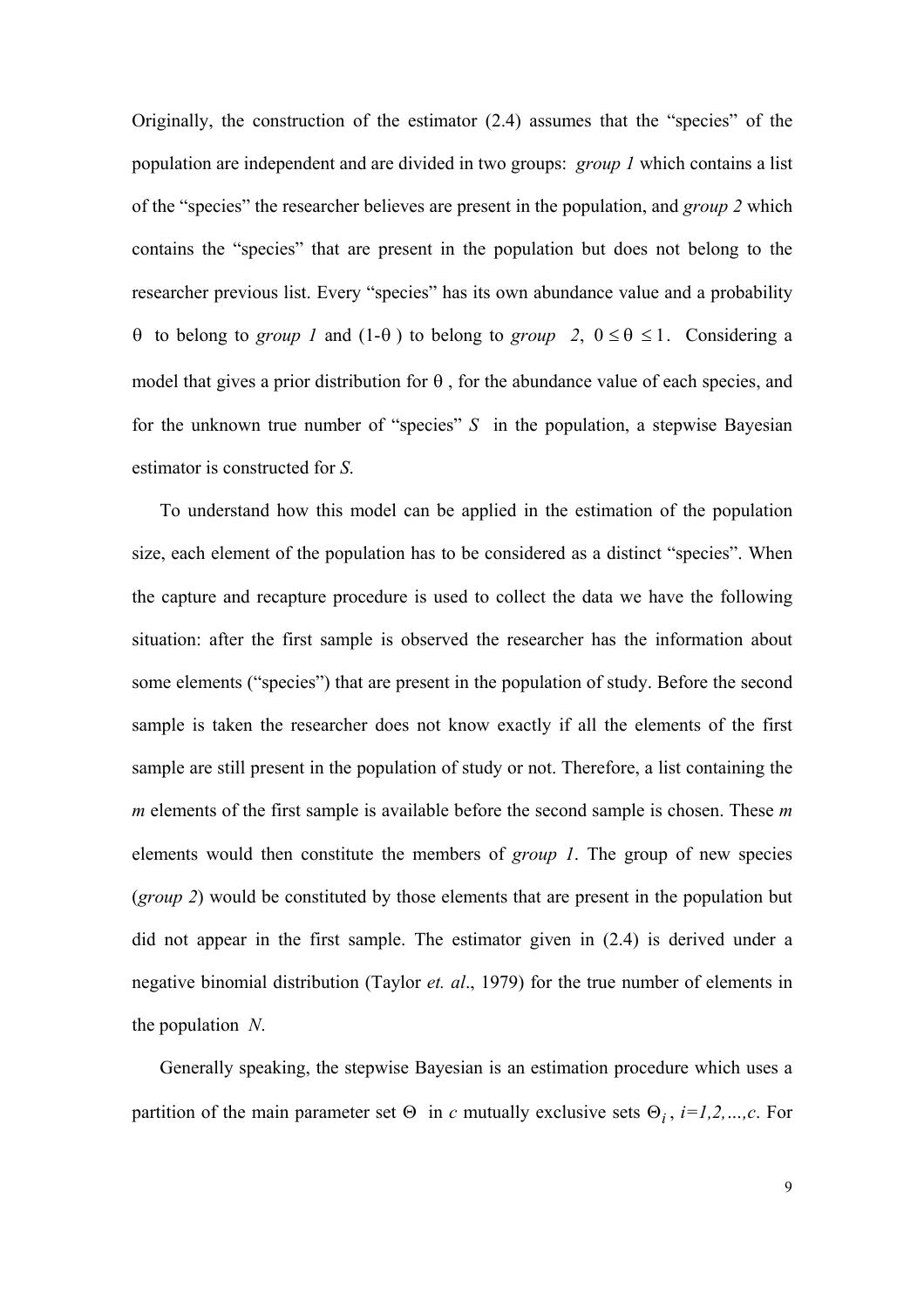Originally, the construction of the estimator (2.4) assumes that the "species" of the population are independent and are divided in two groups: *group 1* which contains a list of the "species" the researcher believes are present in the population, and *group 2* which contains the "species" that are present in the population but does not belong to the researcher previous list. Every "species" has its own abundance value and a probability $\theta$ to belong to *group 1* and $(1-\theta)$ to belong to *group 2*, $0 \leq \theta \leq 1$. Considering a model that gives a prior distribution for $\theta$, for the abundance value of each species, and for the unknown true number of "species" $S$ in the population, a stepwise Bayesian estimator is constructed for $S$.

To understand how this model can be applied in the estimation of the population size, each element of the population has to be considered as a distinct "species". When the capture and recapture procedure is used to collect the data we have the following situation: after the first sample is observed the researcher has the information about some elements ("species") that are present in the population of study. Before the second sample is taken the researcher does not know exactly if all the elements of the first sample are still present in the population of study or not. Therefore, a list containing the $m$ elements of the first sample is available before the second sample is chosen. These $m$ elements would then constitute the members of *group 1*. The group of new species (*group 2*) would be constituted by those elements that are present in the population but did not appear in the first sample. The estimator given in (2.4) is derived under a negative binomial distribution (Taylor *et. al*., 1979) for the true number of elements in the population $N$.

Generally speaking, the stepwise Bayesian is an estimation procedure which uses a partition of the main parameter set $\Theta$ in $c$ mutually exclusive sets $\Theta_i$, $i=1,2,\ldots,c$. For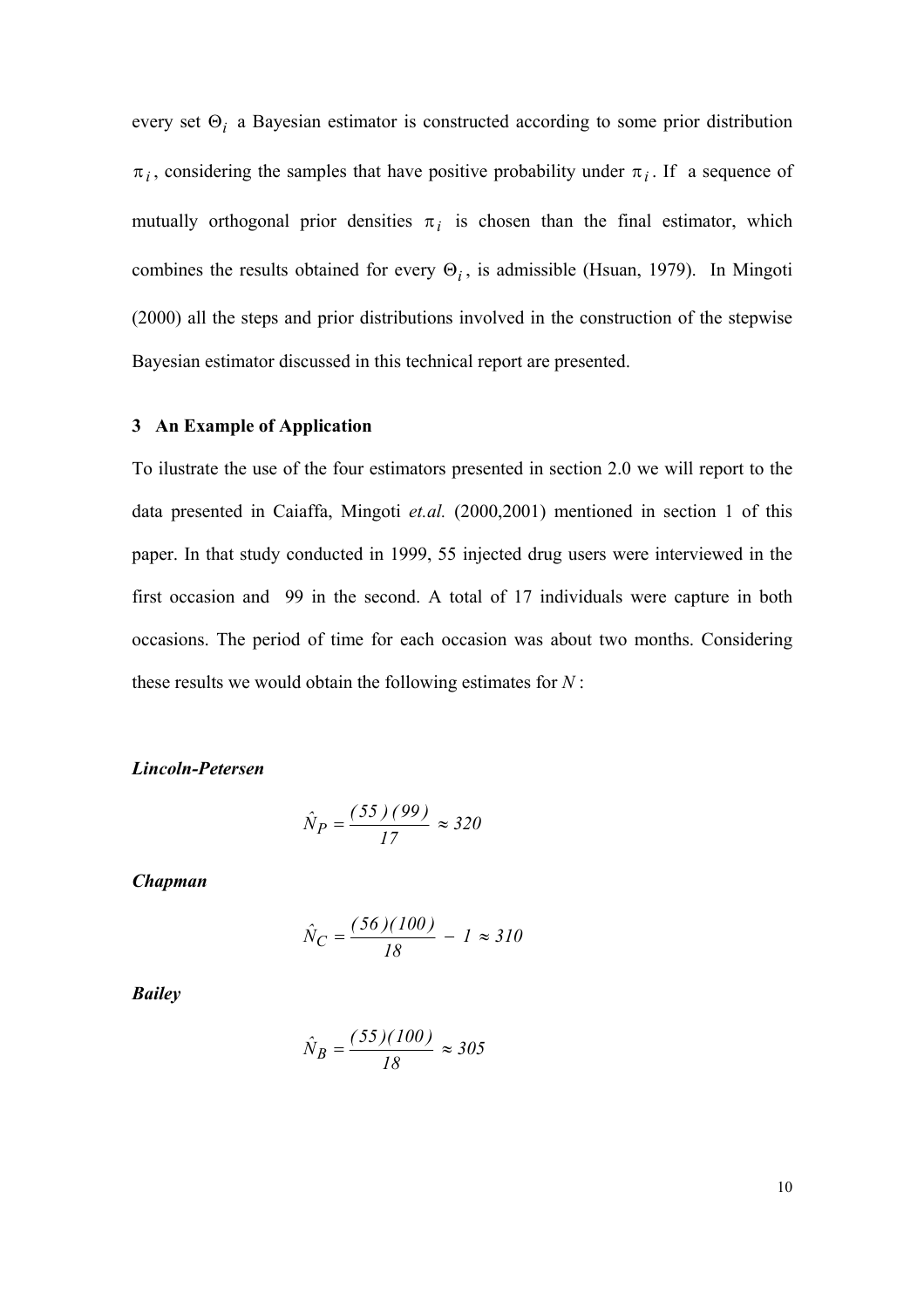every set $\Theta_i$ a Bayesian estimator is constructed according to some prior distribution $\pi_i$, considering the samples that have positive probability under $\pi_i$. If a sequence of mutually orthogonal prior densities $\pi_i$ is chosen than the final estimator, which combines the results obtained for every $\Theta_i$, is admissible (Hsuan, 1979). In Mingoti (2000) all the steps and prior distributions involved in the construction of the stepwise Bayesian estimator discussed in this technical report are presented.

### 3 An Example of Application

To ilustrate the use of the four estimators presented in section 2.0 we will report to the data presented in Caiaffa, Mingoti *et.al.* (2000,2001) mentioned in section 1 of this paper. In that study conducted in 1999, 55 injected drug users were interviewed in the first occasion and 99 in the second. A total of 17 individuals were capture in both occasions. The period of time for each occasion was about two months. Considering these results we would obtain the following estimates for $N$:

***Lincoln-Petersen***

$$\hat{N}_P = \frac{(55)(99)}{17} \approx 320$$

***Chapman***

$$\hat{N}_C = \frac{(56)(100)}{18} - 1 \approx 310$$

***Bailey***

$$\hat{N}_B = \frac{(55)(100)}{18} \approx 305$$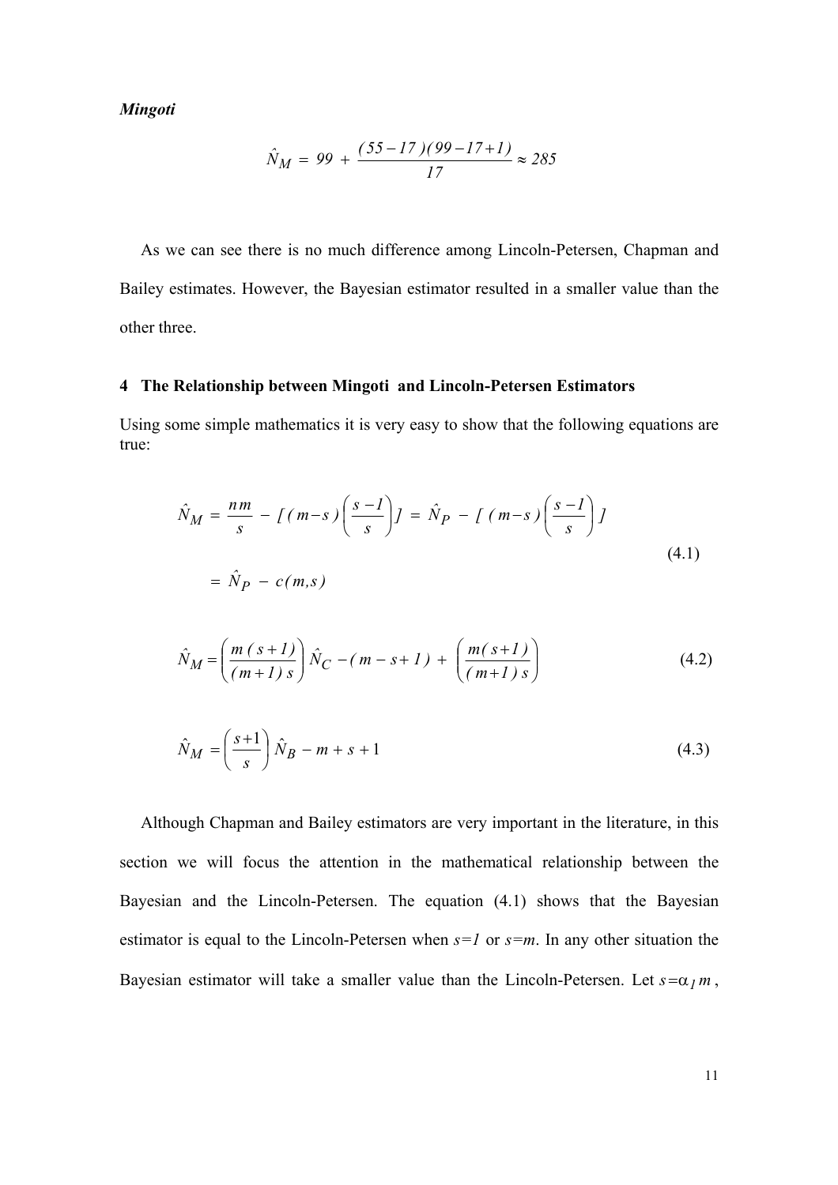***Mingoti***

$$\hat{N}_M = 99 + \frac{(55-17)(99-17+1)}{17} \approx 285$$

As we can see there is no much difference among Lincoln-Petersen, Chapman and Bailey estimates. However, the Bayesian estimator resulted in a smaller value than the other three.

### 4 The Relationship between Mingoti and Lincoln-Petersen Estimators

Using some simple mathematics it is very easy to show that the following equations are true:

$$\hat{N}_M = \frac{nm}{s} - [(m-s)\left(\frac{s-1}{s}\right)] = \hat{N}_P - [(m-s)\left(\frac{s-1}{s}\right)]$$
$$= \hat{N}_P - c(m,s) \tag{4.1}$$

$$\hat{N}_M = \left(\frac{m(s+1)}{(m+1)s}\right)\hat{N}_C - (m-s+1) + \left(\frac{m(s+1)}{(m+1)s}\right) \tag{4.2}$$

$$\hat{N}_M = \left(\frac{s+1}{s}\right)\hat{N}_B - m + s + 1 \tag{4.3}$$

Although Chapman and Bailey estimators are very important in the literature, in this section we will focus the attention in the mathematical relationship between the Bayesian and the Lincoln-Petersen. The equation (4.1) shows that the Bayesian estimator is equal to the Lincoln-Petersen when $s=1$ or $s=m$. In any other situation the Bayesian estimator will take a smaller value than the Lincoln-Petersen. Let $s=\alpha_1 m$,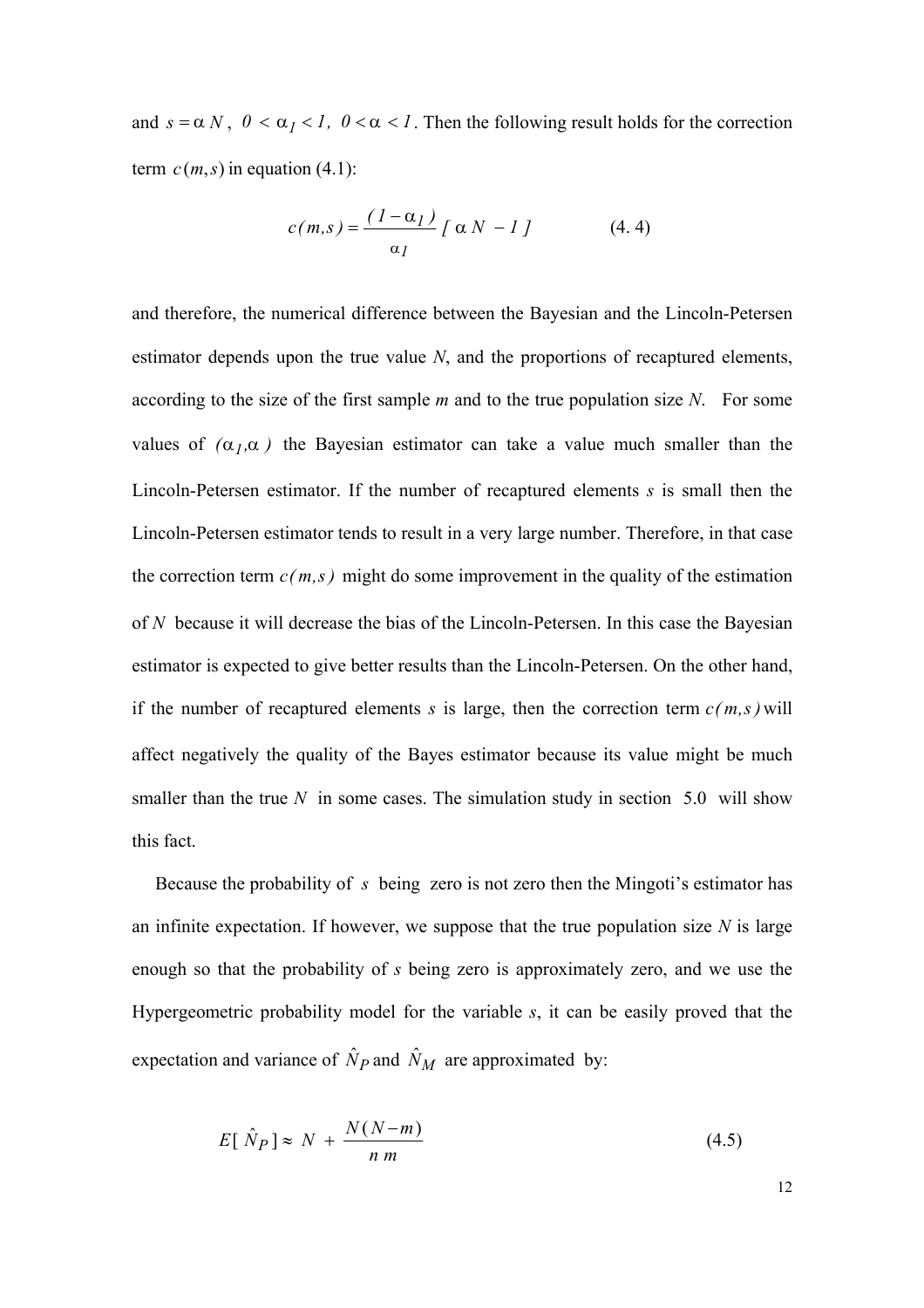and $s = \alpha N$, $0 < \alpha_1 < 1$, $0 < \alpha < 1$. Then the following result holds for the correction term $c(m,s)$ in equation (4.1):

$$c(m,s) = \frac{(1-\alpha_1)}{\alpha_1}[\alpha N - 1] \qquad (4.4)$$

and therefore, the numerical difference between the Bayesian and the Lincoln-Petersen estimator depends upon the true value $N$, and the proportions of recaptured elements, according to the size of the first sample $m$ and to the true population size $N$. For some values of $(\alpha_1, \alpha)$ the Bayesian estimator can take a value much smaller than the Lincoln-Petersen estimator. If the number of recaptured elements $s$ is small then the Lincoln-Petersen estimator tends to result in a very large number. Therefore, in that case the correction term $c(m,s)$ might do some improvement in the quality of the estimation of $N$ because it will decrease the bias of the Lincoln-Petersen. In this case the Bayesian estimator is expected to give better results than the Lincoln-Petersen. On the other hand, if the number of recaptured elements $s$ is large, then the correction term $c(m,s)$ will affect negatively the quality of the Bayes estimator because its value might be much smaller than the true $N$ in some cases. The simulation study in section 5.0 will show this fact.

Because the probability of $s$ being zero is not zero then the Mingoti's estimator has an infinite expectation. If however, we suppose that the true population size $N$ is large enough so that the probability of $s$ being zero is approximately zero, and we use the Hypergeometric probability model for the variable $s$, it can be easily proved that the expectation and variance of $\hat{N}_P$ and $\hat{N}_M$ are approximated by:

$$E[\hat{N}_P] \approx N + \frac{N(N-m)}{n\,m} \qquad (4.5)$$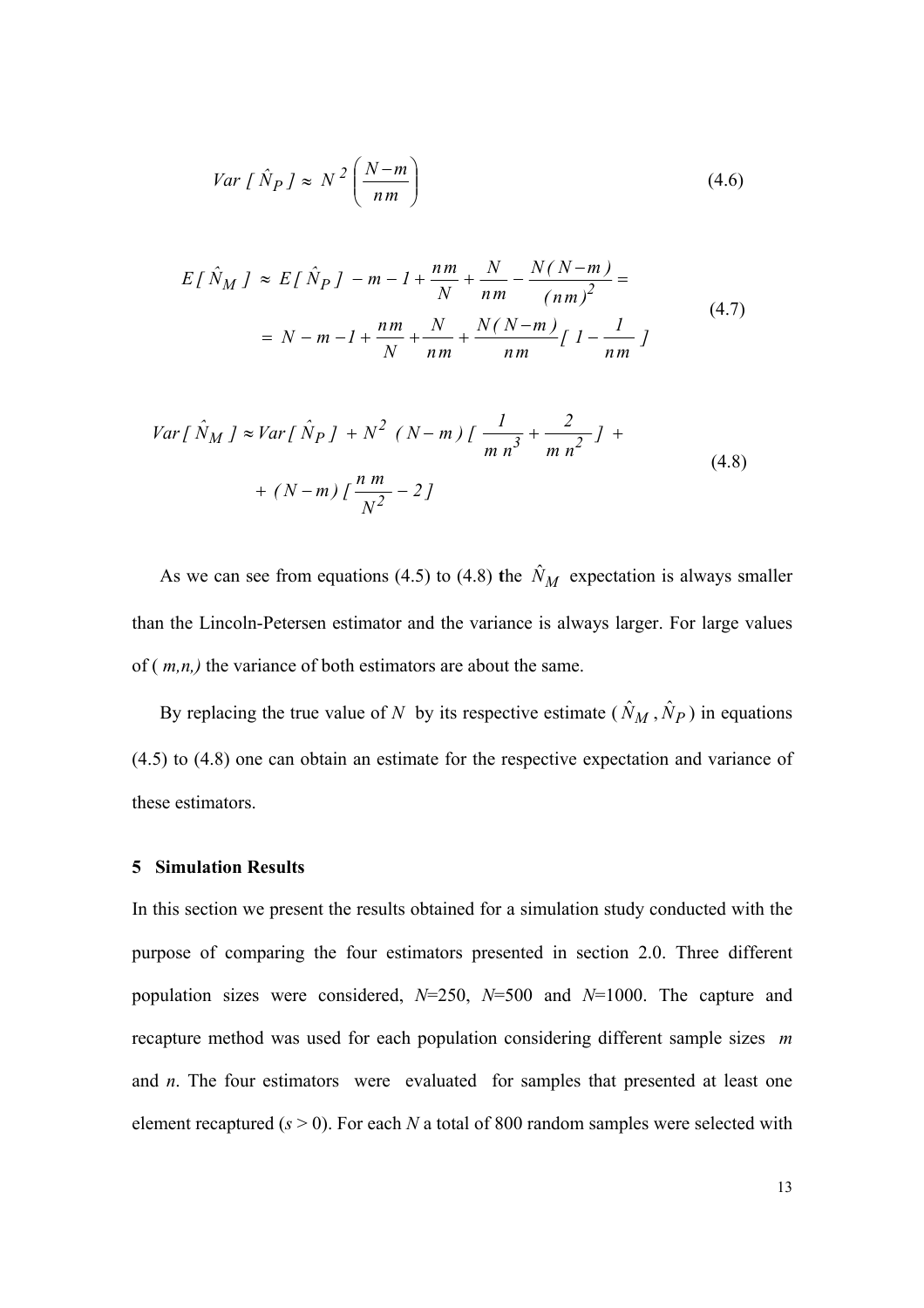$$Var\,[\,\hat{N}_P\,] \approx N^2 \left( \frac{N-m}{nm} \right) \tag{4.6}$$

$$\begin{aligned} E\,[\,\hat{N}_M\,] \;&\approx\; E\,[\,\hat{N}_P\,] \;-m-1+\frac{nm}{N}+\frac{N}{nm}-\frac{N(\,N-m\,)}{(\,nm\,)^2}= \\ &= N-m-1+\frac{nm}{N}+\frac{N}{nm}+\frac{N(\,N-m\,)}{nm}[\;1-\frac{1}{nm}\;] \end{aligned} \tag{4.7}$$

$$\begin{aligned} Var\,[\,\hat{N}_M\,] \approx\; &Var\,[\,\hat{N}_P\,] \;+N^2\;(\,N-m\,)\,[\;\frac{1}{m\,n^3}+\frac{2}{m\,n^2}\;]\;+ \\ &+(\,N-m\,)\,[\,\frac{n\,m}{N^2}-2\,] \end{aligned} \tag{4.8}$$

As we can see from equations (4.5) to (4.8) the $\hat{N}_M$ expectation is always smaller than the Lincoln-Petersen estimator and the variance is always larger. For large values of ( *m,n,)* the variance of both estimators are about the same.

By replacing the true value of $N$ by its respective estimate ( $\hat{N}_M$ , $\hat{N}_P$ ) in equations (4.5) to (4.8) one can obtain an estimate for the respective expectation and variance of these estimators.

## 5 Simulation Results

In this section we present the results obtained for a simulation study conducted with the purpose of comparing the four estimators presented in section 2.0. Three different population sizes were considered, $N$=250, $N$=500 and $N$=1000. The capture and recapture method was used for each population considering different sample sizes $m$ and $n$. The four estimators were evaluated for samples that presented at least one element recaptured ($s$ > 0). For each $N$ a total of 800 random samples were selected with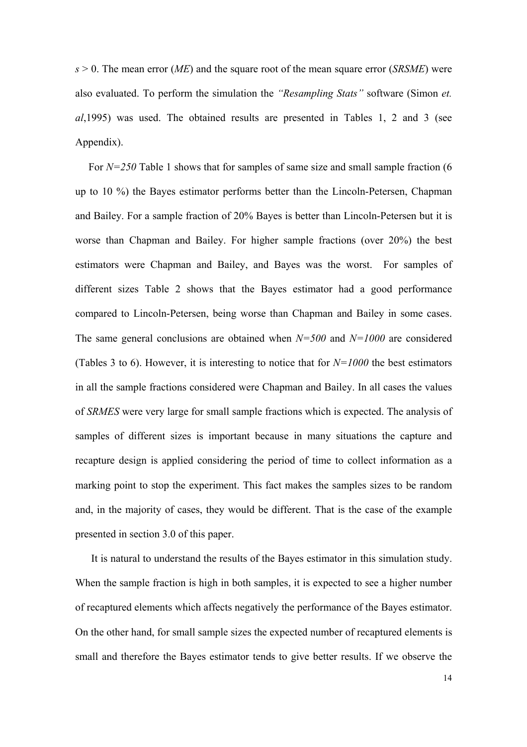$s > 0$. The mean error (*ME*) and the square root of the mean square error (*SRSME*) were also evaluated. To perform the simulation the *"Resampling Stats"* software (Simon *et. al*,1995) was used. The obtained results are presented in Tables 1, 2 and 3 (see Appendix).

For *N=250* Table 1 shows that for samples of same size and small sample fraction (6 up to 10 %) the Bayes estimator performs better than the Lincoln-Petersen, Chapman and Bailey. For a sample fraction of 20% Bayes is better than Lincoln-Petersen but it is worse than Chapman and Bailey. For higher sample fractions (over 20%) the best estimators were Chapman and Bailey, and Bayes was the worst. For samples of different sizes Table 2 shows that the Bayes estimator had a good performance compared to Lincoln-Petersen, being worse than Chapman and Bailey in some cases. The same general conclusions are obtained when *N=500* and *N=1000* are considered (Tables 3 to 6). However, it is interesting to notice that for *N=1000* the best estimators in all the sample fractions considered were Chapman and Bailey. In all cases the values of *SRMES* were very large for small sample fractions which is expected. The analysis of samples of different sizes is important because in many situations the capture and recapture design is applied considering the period of time to collect information as a marking point to stop the experiment. This fact makes the samples sizes to be random and, in the majority of cases, they would be different. That is the case of the example presented in section 3.0 of this paper.

It is natural to understand the results of the Bayes estimator in this simulation study. When the sample fraction is high in both samples, it is expected to see a higher number of recaptured elements which affects negatively the performance of the Bayes estimator. On the other hand, for small sample sizes the expected number of recaptured elements is small and therefore the Bayes estimator tends to give better results. If we observe the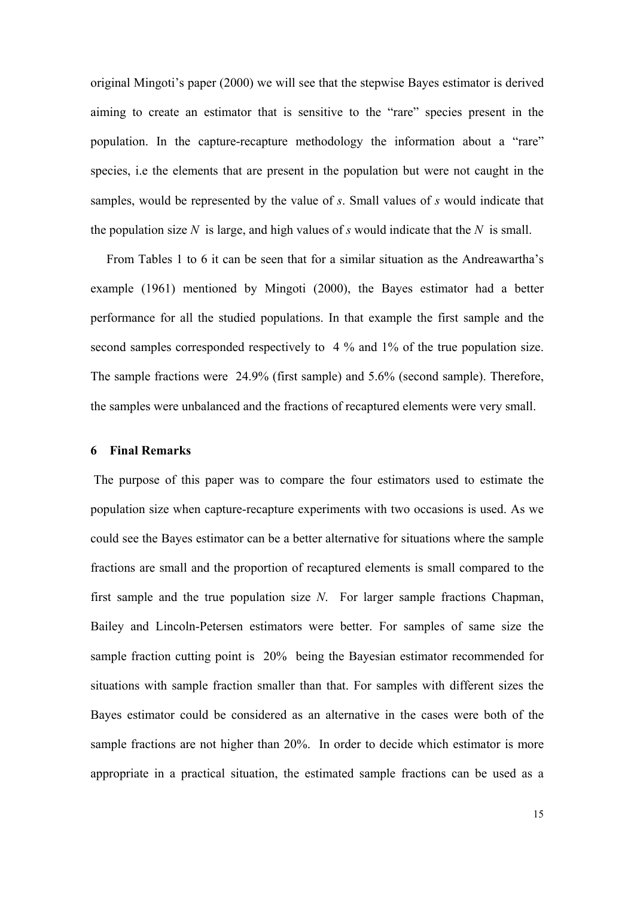original Mingoti's paper (2000) we will see that the stepwise Bayes estimator is derived aiming to create an estimator that is sensitive to the "rare" species present in the population. In the capture-recapture methodology the information about a "rare" species, i.e the elements that are present in the population but were not caught in the samples, would be represented by the value of $s$. Small values of $s$ would indicate that the population size $N$ is large, and high values of $s$ would indicate that the $N$ is small.

From Tables 1 to 6 it can be seen that for a similar situation as the Andreawartha's example (1961) mentioned by Mingoti (2000), the Bayes estimator had a better performance for all the studied populations. In that example the first sample and the second samples corresponded respectively to 4 % and 1% of the true population size. The sample fractions were 24.9% (first sample) and 5.6% (second sample). Therefore, the samples were unbalanced and the fractions of recaptured elements were very small.

## 6 Final Remarks

The purpose of this paper was to compare the four estimators used to estimate the population size when capture-recapture experiments with two occasions is used. As we could see the Bayes estimator can be a better alternative for situations where the sample fractions are small and the proportion of recaptured elements is small compared to the first sample and the true population size $N$. For larger sample fractions Chapman, Bailey and Lincoln-Petersen estimators were better. For samples of same size the sample fraction cutting point is 20% being the Bayesian estimator recommended for situations with sample fraction smaller than that. For samples with different sizes the Bayes estimator could be considered as an alternative in the cases were both of the sample fractions are not higher than 20%. In order to decide which estimator is more appropriate in a practical situation, the estimated sample fractions can be used as a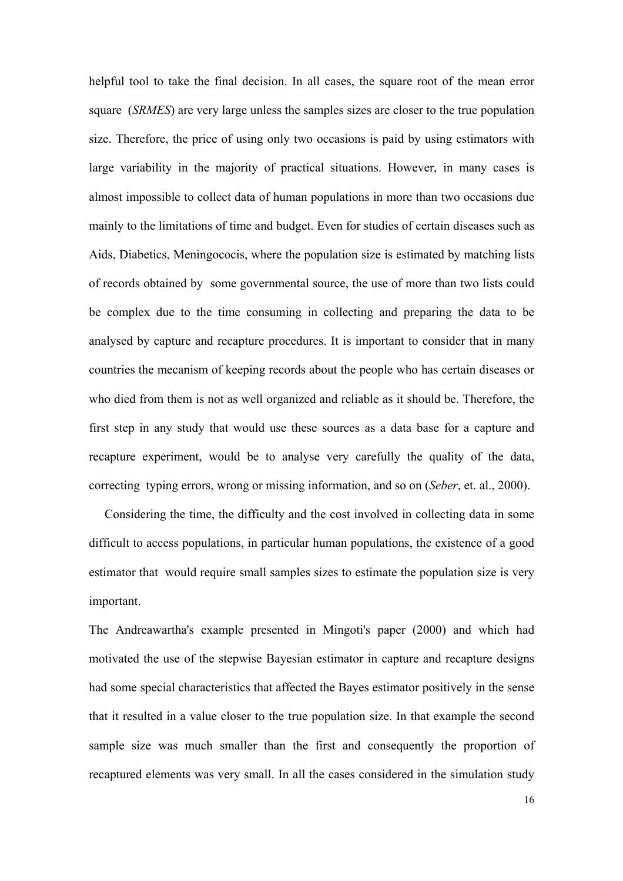helpful tool to take the final decision. In all cases, the square root of the mean error square (*SRMES*) are very large unless the samples sizes are closer to the true population size. Therefore, the price of using only two occasions is paid by using estimators with large variability in the majority of practical situations. However, in many cases is almost impossible to collect data of human populations in more than two occasions due mainly to the limitations of time and budget. Even for studies of certain diseases such as Aids, Diabetics, Meningococis, where the population size is estimated by matching lists of records obtained by some governmental source, the use of more than two lists could be complex due to the time consuming in collecting and preparing the data to be analysed by capture and recapture procedures. It is important to consider that in many countries the mecanism of keeping records about the people who has certain diseases or who died from them is not as well organized and reliable as it should be. Therefore, the first step in any study that would use these sources as a data base for a capture and recapture experiment, would be to analyse very carefully the quality of the data, correcting typing errors, wrong or missing information, and so on (*Seber*, et. al., 2000).

Considering the time, the difficulty and the cost involved in collecting data in some difficult to access populations, in particular human populations, the existence of a good estimator that would require small samples sizes to estimate the population size is very important.

The Andreawartha's example presented in Mingoti's paper (2000) and which had motivated the use of the stepwise Bayesian estimator in capture and recapture designs had some special characteristics that affected the Bayes estimator positively in the sense that it resulted in a value closer to the true population size. In that example the second sample size was much smaller than the first and consequently the proportion of recaptured elements was very small. In all the cases considered in the simulation study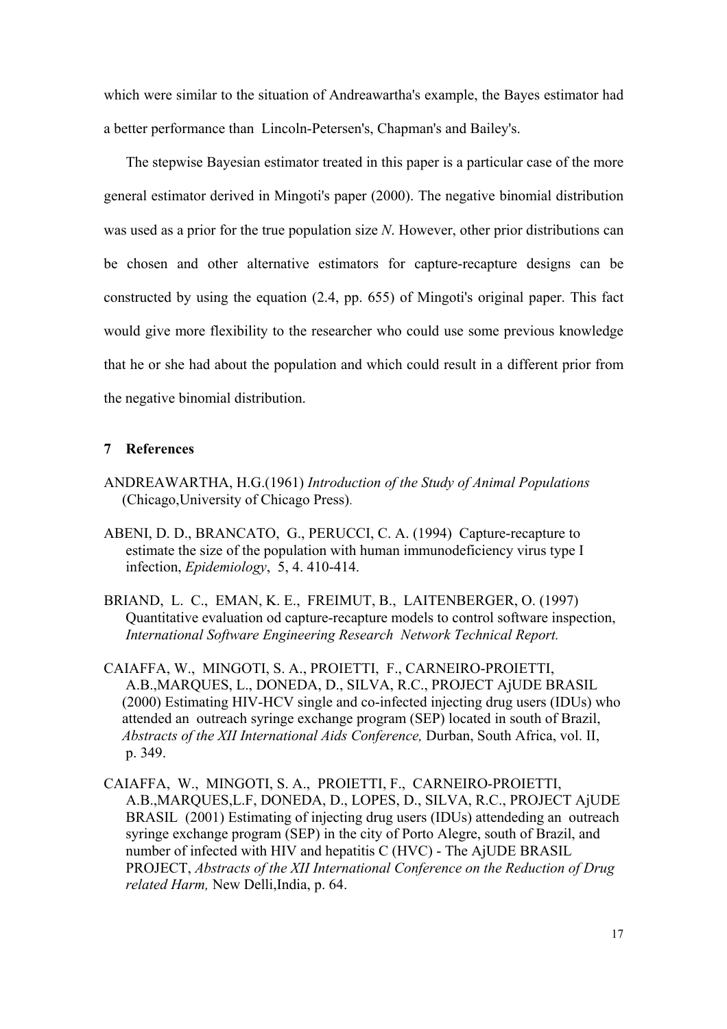which were similar to the situation of Andreawartha's example, the Bayes estimator had a better performance than Lincoln-Petersen's, Chapman's and Bailey's.

The stepwise Bayesian estimator treated in this paper is a particular case of the more general estimator derived in Mingoti's paper (2000). The negative binomial distribution was used as a prior for the true population size *N*. However, other prior distributions can be chosen and other alternative estimators for capture-recapture designs can be constructed by using the equation (2.4, pp. 655) of Mingoti's original paper. This fact would give more flexibility to the researcher who could use some previous knowledge that he or she had about the population and which could result in a different prior from the negative binomial distribution.

## 7 References

ANDREAWARTHA, H.G.(1961) *Introduction of the Study of Animal Populations* (Chicago,University of Chicago Press).

ABENI, D. D., BRANCATO, G., PERUCCI, C. A. (1994) Capture-recapture to estimate the size of the population with human immunodeficiency virus type I infection, *Epidemiology*, 5, 4. 410-414.

BRIAND, L. C., EMAN, K. E., FREIMUT, B., LAITENBERGER, O. (1997) Quantitative evaluation od capture-recapture models to control software inspection, *International Software Engineering Research Network Technical Report.*

CAIAFFA, W., MINGOTI, S. A., PROIETTI, F., CARNEIRO-PROIETTI, A.B.,MARQUES, L., DONEDA, D., SILVA, R.C., PROJECT AjUDE BRASIL (2000) Estimating HIV-HCV single and co-infected injecting drug users (IDUs) who attended an outreach syringe exchange program (SEP) located in south of Brazil, *Abstracts of the XII International Aids Conference,* Durban, South Africa, vol. II, p. 349.

CAIAFFA, W., MINGOTI, S. A., PROIETTI, F., CARNEIRO-PROIETTI, A.B.,MARQUES,L.F, DONEDA, D., LOPES, D., SILVA, R.C., PROJECT AjUDE BRASIL (2001) Estimating of injecting drug users (IDUs) attendeding an outreach syringe exchange program (SEP) in the city of Porto Alegre, south of Brazil, and number of infected with HIV and hepatitis C (HVC) - The AjUDE BRASIL PROJECT, *Abstracts of the XII International Conference on the Reduction of Drug related Harm,* New Delli,India, p. 64.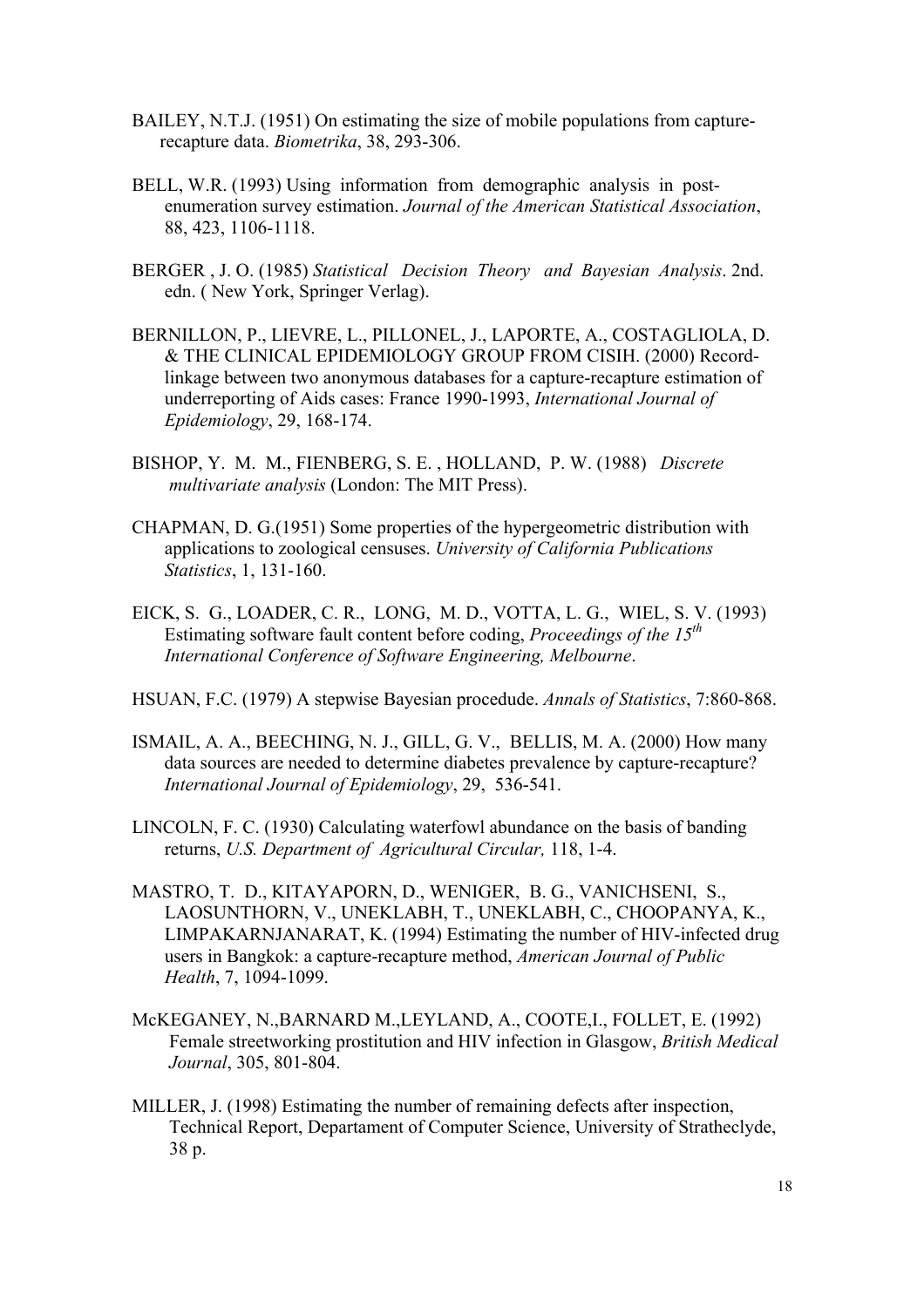BAILEY, N.T.J. (1951) On estimating the size of mobile populations from capture-recapture data. *Biometrika*, 38, 293-306.

BELL, W.R. (1993) Using information from demographic analysis in post-enumeration survey estimation. *Journal of the American Statistical Association*, 88, 423, 1106-1118.

BERGER , J. O. (1985) *Statistical Decision Theory and Bayesian Analysis*. 2nd. edn. ( New York, Springer Verlag).

BERNILLON, P., LIEVRE, L., PILLONEL, J., LAPORTE, A., COSTAGLIOLA, D. & THE CLINICAL EPIDEMIOLOGY GROUP FROM CISIH. (2000) Record-linkage between two anonymous databases for a capture-recapture estimation of underreporting of Aids cases: France 1990-1993, *International Journal of Epidemiology*, 29, 168-174.

BISHOP, Y. M. M., FIENBERG, S. E. , HOLLAND, P. W. (1988) *Discrete multivariate analysis* (London: The MIT Press).

CHAPMAN, D. G.(1951) Some properties of the hypergeometric distribution with applications to zoological censuses. *University of California Publications Statistics*, 1, 131-160.

EICK, S. G., LOADER, C. R., LONG, M. D., VOTTA, L. G., WIEL, S. V. (1993) Estimating software fault content before coding, *Proceedings of the 15th International Conference of Software Engineering, Melbourne*.

HSUAN, F.C. (1979) A stepwise Bayesian procedude. *Annals of Statistics*, 7:860-868.

ISMAIL, A. A., BEECHING, N. J., GILL, G. V., BELLIS, M. A. (2000) How many data sources are needed to determine diabetes prevalence by capture-recapture? *International Journal of Epidemiology*, 29, 536-541.

LINCOLN, F. C. (1930) Calculating waterfowl abundance on the basis of banding returns, *U.S. Department of Agricultural Circular,* 118, 1-4.

MASTRO, T. D., KITAYAPORN, D., WENIGER, B. G., VANICHSENI, S., LAOSUNTHORN, V., UNEKLABH, T., UNEKLABH, C., CHOOPANYA, K., LIMPAKARNJANARAT, K. (1994) Estimating the number of HIV-infected drug users in Bangkok: a capture-recapture method, *American Journal of Public Health*, 7, 1094-1099.

McKEGANEY, N.,BARNARD M.,LEYLAND, A., COOTE,I., FOLLET, E. (1992) Female streetworking prostitution and HIV infection in Glasgow, *British Medical Journal*, 305, 801-804.

MILLER, J. (1998) Estimating the number of remaining defects after inspection, Technical Report, Departament of Computer Science, University of Stratheclyde, 38 p.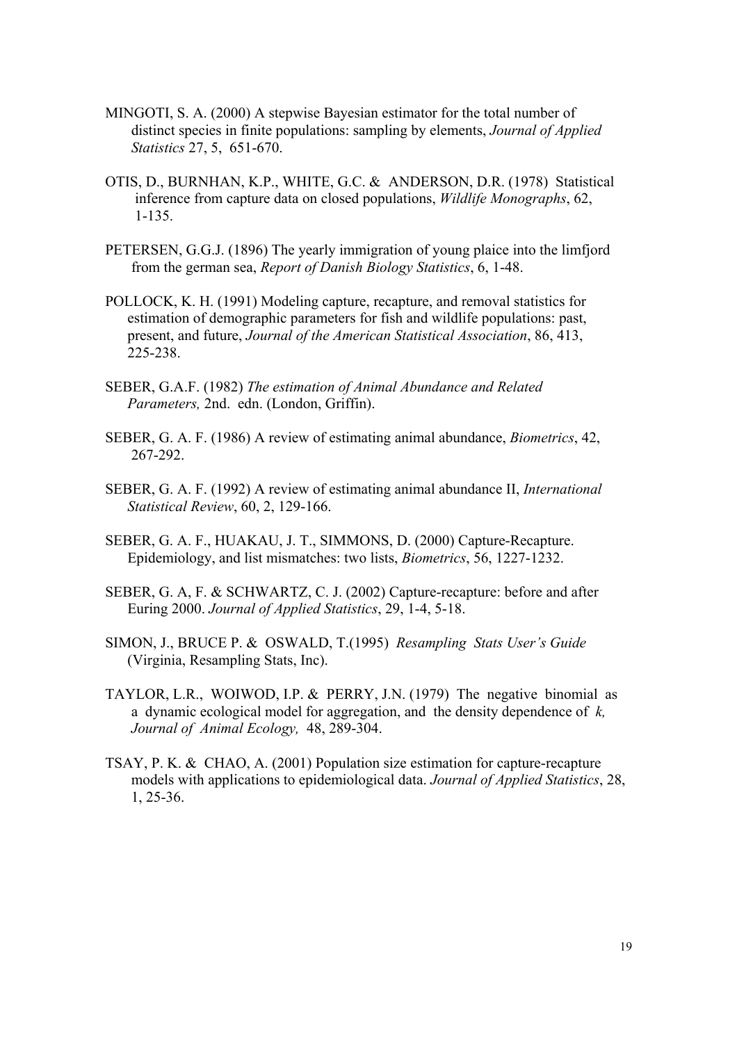MINGOTI, S. A. (2000) A stepwise Bayesian estimator for the total number of distinct species in finite populations: sampling by elements, *Journal of Applied Statistics* 27, 5, 651-670.

OTIS, D., BURNHAN, K.P., WHITE, G.C. & ANDERSON, D.R. (1978) Statistical inference from capture data on closed populations, *Wildlife Monographs*, 62, 1-135.

PETERSEN, G.G.J. (1896) The yearly immigration of young plaice into the limfjord from the german sea, *Report of Danish Biology Statistics*, 6, 1-48.

POLLOCK, K. H. (1991) Modeling capture, recapture, and removal statistics for estimation of demographic parameters for fish and wildlife populations: past, present, and future, *Journal of the American Statistical Association*, 86, 413, 225-238.

SEBER, G.A.F. (1982) *The estimation of Animal Abundance and Related Parameters,* 2nd. edn. (London, Griffin).

SEBER, G. A. F. (1986) A review of estimating animal abundance, *Biometrics*, 42, 267-292.

SEBER, G. A. F. (1992) A review of estimating animal abundance II, *International Statistical Review*, 60, 2, 129-166.

SEBER, G. A. F., HUAKAU, J. T., SIMMONS, D. (2000) Capture-Recapture. Epidemiology, and list mismatches: two lists, *Biometrics*, 56, 1227-1232.

SEBER, G. A, F. & SCHWARTZ, C. J. (2002) Capture-recapture: before and after Euring 2000. *Journal of Applied Statistics*, 29, 1-4, 5-18.

SIMON, J., BRUCE P. & OSWALD, T.(1995) *Resampling Stats User's Guide* (Virginia, Resampling Stats, Inc).

TAYLOR, L.R., WOIWOD, I.P. & PERRY, J.N. (1979) The negative binomial as a dynamic ecological model for aggregation, and the density dependence of *k, Journal of Animal Ecology,* 48, 289-304.

TSAY, P. K. & CHAO, A. (2001) Population size estimation for capture-recapture models with applications to epidemiological data. *Journal of Applied Statistics*, 28, 1, 25-36.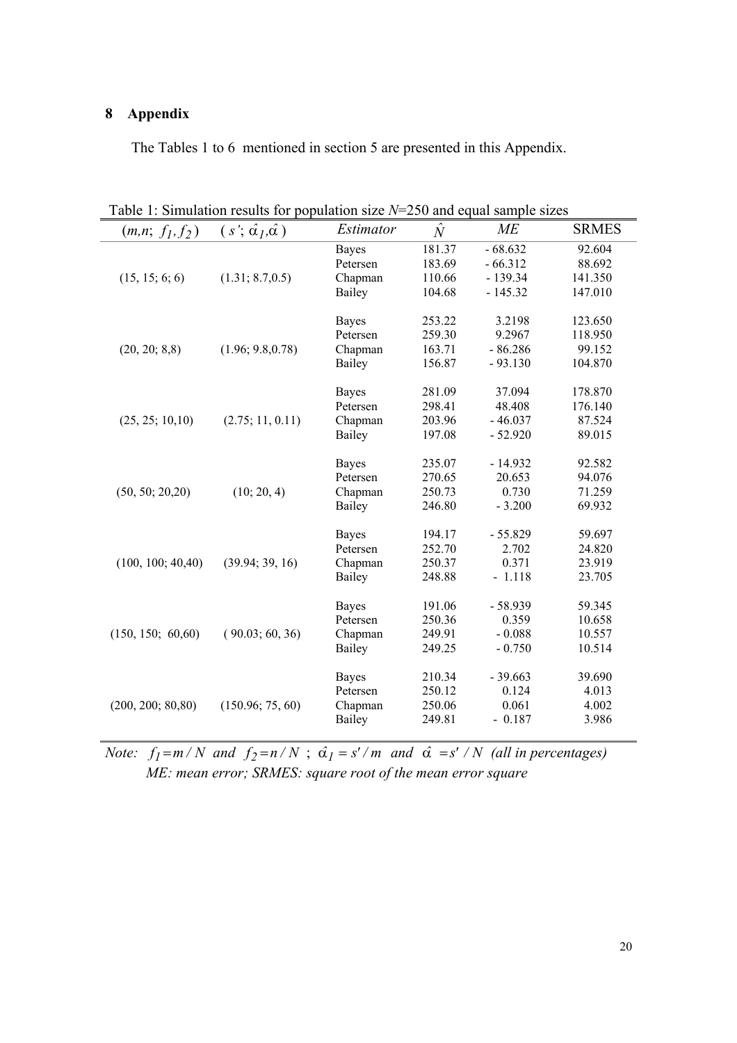## 8 Appendix

The Tables 1 to 6 mentioned in section 5 are presented in this Appendix.

Table 1: Simulation results for population size $N$=250 and equal sample sizes

| $(m,n;\ f_1, f_2)$ | $(s';\ \hat{\alpha}_1,\hat{\alpha})$ | *Estimator* | $\hat{N}$ | *ME* | SRMES |
|---|---|---|---|---|---|
| (15, 15; 6; 6) | (1.31; 8.7,0.5) | Bayes | 181.37 | - 68.632 | 92.604 |
| | | Petersen | 183.69 | - 66.312 | 88.692 |
| | | Chapman | 110.66 | - 139.34 | 141.350 |
| | | Bailey | 104.68 | - 145.32 | 147.010 |
| (20, 20; 8,8) | (1.96; 9.8,0.78) | Bayes | 253.22 | 3.2198 | 123.650 |
| | | Petersen | 259.30 | 9.2967 | 118.950 |
| | | Chapman | 163.71 | - 86.286 | 99.152 |
| | | Bailey | 156.87 | - 93.130 | 104.870 |
| (25, 25; 10,10) | (2.75; 11, 0.11) | Bayes | 281.09 | 37.094 | 178.870 |
| | | Petersen | 298.41 | 48.408 | 176.140 |
| | | Chapman | 203.96 | - 46.037 | 87.524 |
| | | Bailey | 197.08 | - 52.920 | 89.015 |
| (50, 50; 20,20) | (10; 20, 4) | Bayes | 235.07 | - 14.932 | 92.582 |
| | | Petersen | 270.65 | 20.653 | 94.076 |
| | | Chapman | 250.73 | 0.730 | 71.259 |
| | | Bailey | 246.80 | - 3.200 | 69.932 |
| (100, 100; 40,40) | (39.94; 39, 16) | Bayes | 194.17 | - 55.829 | 59.697 |
| | | Petersen | 252.70 | 2.702 | 24.820 |
| | | Chapman | 250.37 | 0.371 | 23.919 |
| | | Bailey | 248.88 | - 1.118 | 23.705 |
| (150, 150; 60,60) | ( 90.03; 60, 36) | Bayes | 191.06 | - 58.939 | 59.345 |
| | | Petersen | 250.36 | 0.359 | 10.658 |
| | | Chapman | 249.91 | - 0.088 | 10.557 |
| | | Bailey | 249.25 | - 0.750 | 10.514 |
| (200, 200; 80,80) | (150.96; 75, 60) | Bayes | 210.34 | - 39.663 | 39.690 |
| | | Petersen | 250.12 | 0.124 | 4.013 |
| | | Chapman | 250.06 | 0.061 | 4.002 |
| | | Bailey | 249.81 | - 0.187 | 3.986 |

*Note:* $f_1 = m / N$ *and* $f_2 = n / N$ ; $\hat{\alpha}_1 = s' / m$ *and* $\hat{\alpha} = s' / N$ *(all in percentages)*
*ME: mean error; SRMES: square root of the mean error square*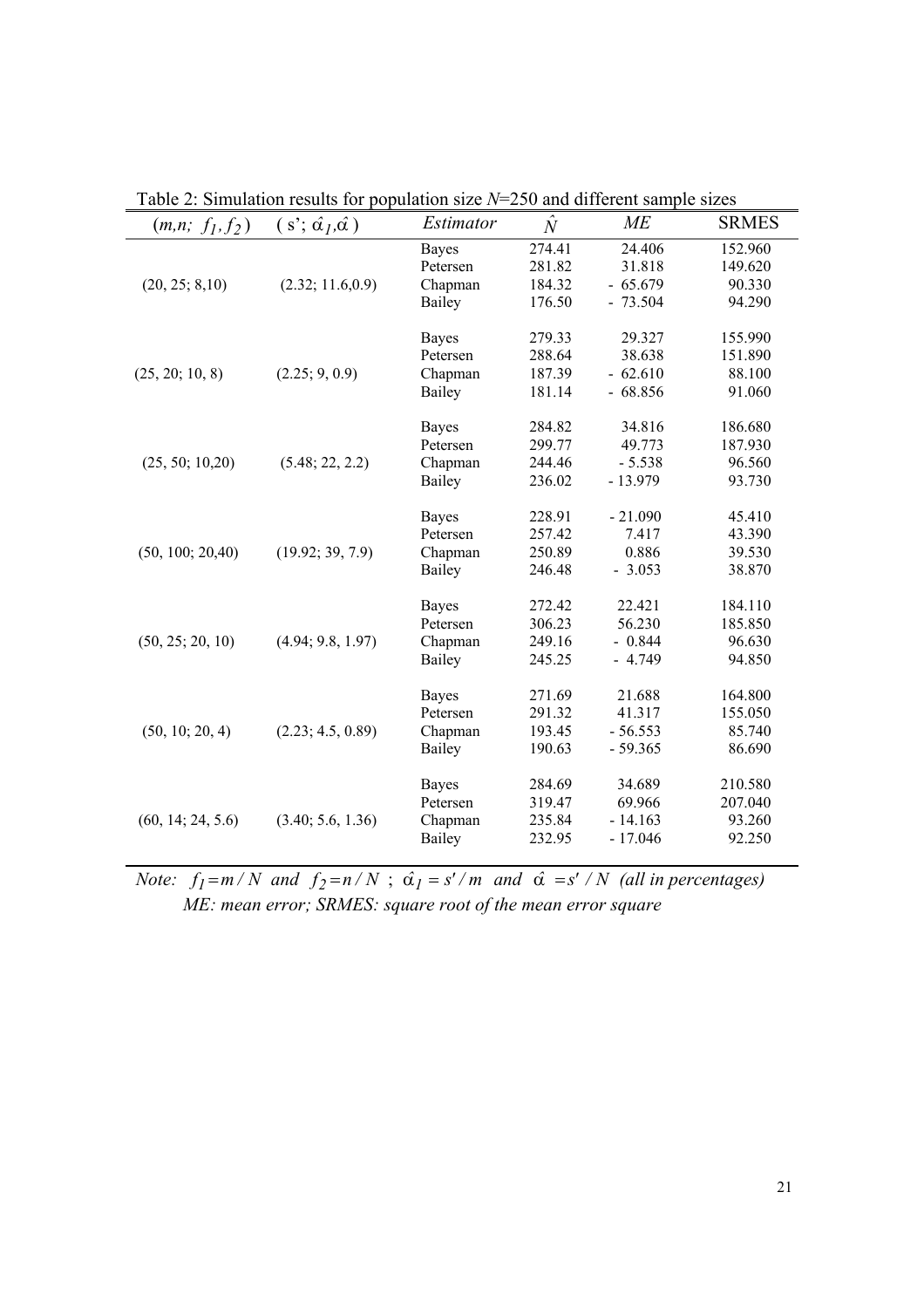Table 2: Simulation results for population size $N$=250 and different sample sizes

| $(m,n;\ f_1, f_2)$ | $(s';\ \hat{\alpha}_1, \hat{\alpha})$ | *Estimator* | $\hat{N}$ | *ME* | SRMES |
|---|---|---|---|---|---|
| (20, 25; 8,10) | (2.32; 11.6,0.9) | Bayes | 274.41 | 24.406 | 152.960 |
| | | Petersen | 281.82 | 31.818 | 149.620 |
| | | Chapman | 184.32 | - 65.679 | 90.330 |
| | | Bailey | 176.50 | - 73.504 | 94.290 |
| (25, 20; 10, 8) | (2.25; 9, 0.9) | Bayes | 279.33 | 29.327 | 155.990 |
| | | Petersen | 288.64 | 38.638 | 151.890 |
| | | Chapman | 187.39 | - 62.610 | 88.100 |
| | | Bailey | 181.14 | - 68.856 | 91.060 |
| (25, 50; 10,20) | (5.48; 22, 2.2) | Bayes | 284.82 | 34.816 | 186.680 |
| | | Petersen | 299.77 | 49.773 | 187.930 |
| | | Chapman | 244.46 | - 5.538 | 96.560 |
| | | Bailey | 236.02 | - 13.979 | 93.730 |
| (50, 100; 20,40) | (19.92; 39, 7.9) | Bayes | 228.91 | - 21.090 | 45.410 |
| | | Petersen | 257.42 | 7.417 | 43.390 |
| | | Chapman | 250.89 | 0.886 | 39.530 |
| | | Bailey | 246.48 | - 3.053 | 38.870 |
| (50, 25; 20, 10) | (4.94; 9.8, 1.97) | Bayes | 272.42 | 22.421 | 184.110 |
| | | Petersen | 306.23 | 56.230 | 185.850 |
| | | Chapman | 249.16 | - 0.844 | 96.630 |
| | | Bailey | 245.25 | - 4.749 | 94.850 |
| (50, 10; 20, 4) | (2.23; 4.5, 0.89) | Bayes | 271.69 | 21.688 | 164.800 |
| | | Petersen | 291.32 | 41.317 | 155.050 |
| | | Chapman | 193.45 | - 56.553 | 85.740 |
| | | Bailey | 190.63 | - 59.365 | 86.690 |
| (60, 14; 24, 5.6) | (3.40; 5.6, 1.36) | Bayes | 284.69 | 34.689 | 210.580 |
| | | Petersen | 319.47 | 69.966 | 207.040 |
| | | Chapman | 235.84 | - 14.163 | 93.260 |
| | | Bailey | 232.95 | - 17.046 | 92.250 |

*Note:* $f_1 = m/N$ *and* $f_2 = n/N$ ; $\hat{\alpha}_1 = s'/m$ *and* $\hat{\alpha} = s'/N$ *(all in percentages)*
*ME: mean error; SRMES: square root of the mean error square*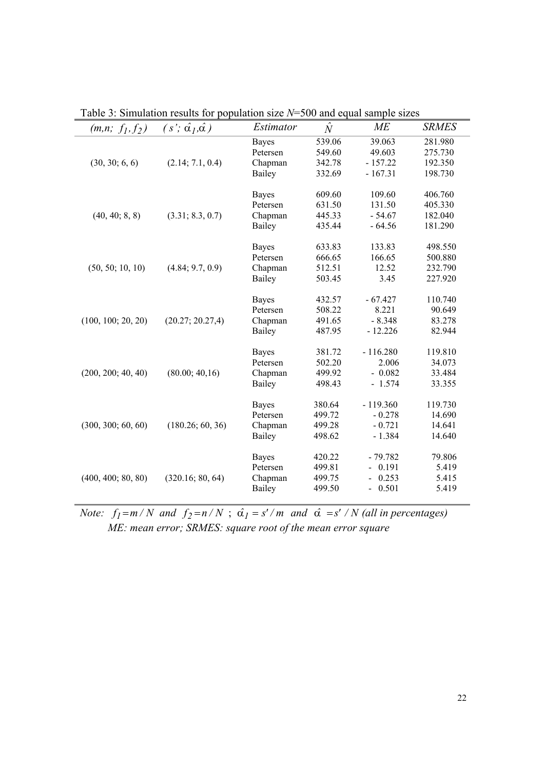Table 3: Simulation results for population size $N$=500 and equal sample sizes

| $(m,n;\ f_1, f_2)$ | $(s';\ \hat{\alpha}_1, \hat{\alpha})$ | *Estimator* | $\hat{N}$ | *ME* | *SRMES* |
|---|---|---|---|---|---|
| (30, 30; 6, 6) | (2.14; 7.1, 0.4) | Bayes | 539.06 | 39.063 | 281.980 |
| | | Petersen | 549.60 | 49.603 | 275.730 |
| | | Chapman | 342.78 | - 157.22 | 192.350 |
| | | Bailey | 332.69 | - 167.31 | 198.730 |
| (40, 40; 8, 8) | (3.31; 8.3, 0.7) | Bayes | 609.60 | 109.60 | 406.760 |
| | | Petersen | 631.50 | 131.50 | 405.330 |
| | | Chapman | 445.33 | - 54.67 | 182.040 |
| | | Bailey | 435.44 | - 64.56 | 181.290 |
| (50, 50; 10, 10) | (4.84; 9.7, 0.9) | Bayes | 633.83 | 133.83 | 498.550 |
| | | Petersen | 666.65 | 166.65 | 500.880 |
| | | Chapman | 512.51 | 12.52 | 232.790 |
| | | Bailey | 503.45 | 3.45 | 227.920 |
| (100, 100; 20, 20) | (20.27; 20.27,4) | Bayes | 432.57 | - 67.427 | 110.740 |
| | | Petersen | 508.22 | 8.221 | 90.649 |
| | | Chapman | 491.65 | - 8.348 | 83.278 |
| | | Bailey | 487.95 | - 12.226 | 82.944 |
| (200, 200; 40, 40) | (80.00; 40,16) | Bayes | 381.72 | - 116.280 | 119.810 |
| | | Petersen | 502.20 | 2.006 | 34.073 |
| | | Chapman | 499.92 | - 0.082 | 33.484 |
| | | Bailey | 498.43 | - 1.574 | 33.355 |
| (300, 300; 60, 60) | (180.26; 60, 36) | Bayes | 380.64 | - 119.360 | 119.730 |
| | | Petersen | 499.72 | - 0.278 | 14.690 |
| | | Chapman | 499.28 | - 0.721 | 14.641 |
| | | Bailey | 498.62 | - 1.384 | 14.640 |
| (400, 400; 80, 80) | (320.16; 80, 64) | Bayes | 420.22 | - 79.782 | 79.806 |
| | | Petersen | 499.81 | - 0.191 | 5.419 |
| | | Chapman | 499.75 | - 0.253 | 5.415 |
| | | Bailey | 499.50 | - 0.501 | 5.419 |

*Note:* $f_1 = m / N$ *and* $f_2 = n / N$ ; $\hat{\alpha}_1 = s' / m$ *and* $\hat{\alpha} = s' / N$ *(all in percentages)*
*ME: mean error; SRMES: square root of the mean error square*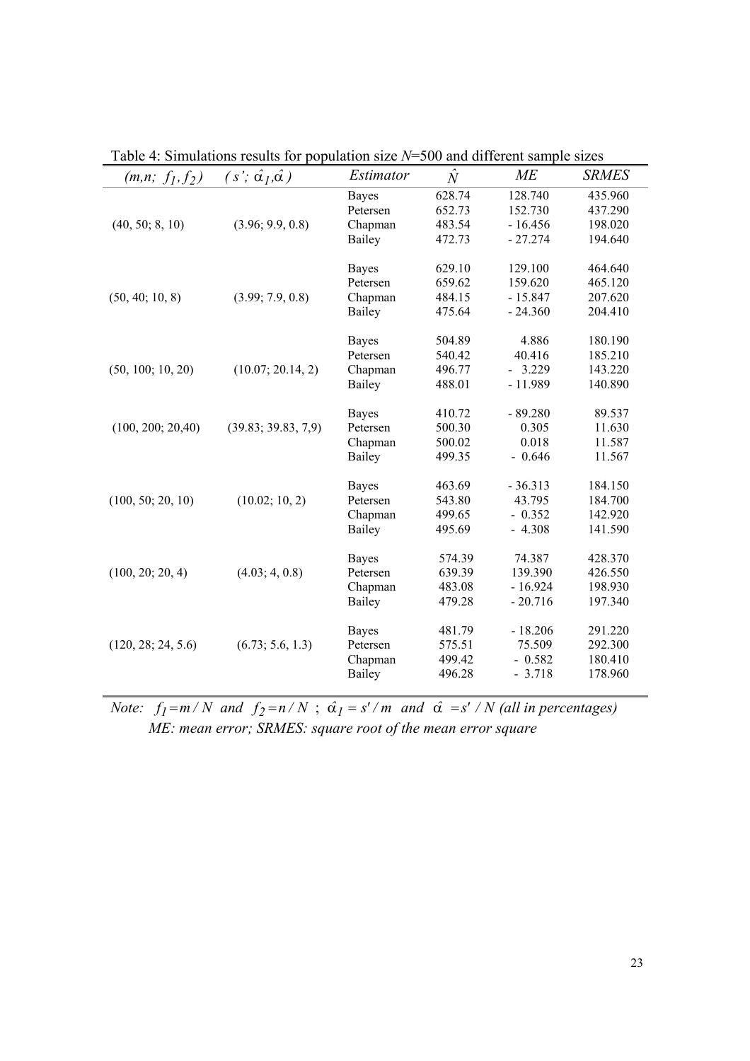Table 4: Simulations results for population size $N$=500 and different sample sizes

| $(m,n;\ f_1, f_2)$ | $(s';\ \hat{\alpha}_1, \hat{\alpha})$ | *Estimator* | $\hat{N}$ | *ME* | *SRMES* |
|---|---|---|---|---|---|
| (40, 50; 8, 10) | (3.96; 9.9, 0.8) | Bayes | 628.74 | 128.740 | 435.960 |
| | | Petersen | 652.73 | 152.730 | 437.290 |
| | | Chapman | 483.54 | - 16.456 | 198.020 |
| | | Bailey | 472.73 | - 27.274 | 194.640 |
| (50, 40; 10, 8) | (3.99; 7.9, 0.8) | Bayes | 629.10 | 129.100 | 464.640 |
| | | Petersen | 659.62 | 159.620 | 465.120 |
| | | Chapman | 484.15 | - 15.847 | 207.620 |
| | | Bailey | 475.64 | - 24.360 | 204.410 |
| (50, 100; 10, 20) | (10.07; 20.14, 2) | Bayes | 504.89 | 4.886 | 180.190 |
| | | Petersen | 540.42 | 40.416 | 185.210 |
| | | Chapman | 496.77 | - 3.229 | 143.220 |
| | | Bailey | 488.01 | - 11.989 | 140.890 |
| (100, 200; 20,40) | (39.83; 39.83, 7,9) | Bayes | 410.72 | - 89.280 | 89.537 |
| | | Petersen | 500.30 | 0.305 | 11.630 |
| | | Chapman | 500.02 | 0.018 | 11.587 |
| | | Bailey | 499.35 | - 0.646 | 11.567 |
| (100, 50; 20, 10) | (10.02; 10, 2) | Bayes | 463.69 | - 36.313 | 184.150 |
| | | Petersen | 543.80 | 43.795 | 184.700 |
| | | Chapman | 499.65 | - 0.352 | 142.920 |
| | | Bailey | 495.69 | - 4.308 | 141.590 |
| (100, 20; 20, 4) | (4.03; 4, 0.8) | Bayes | 574.39 | 74.387 | 428.370 |
| | | Petersen | 639.39 | 139.390 | 426.550 |
| | | Chapman | 483.08 | - 16.924 | 198.930 |
| | | Bailey | 479.28 | - 20.716 | 197.340 |
| (120, 28; 24, 5.6) | (6.73; 5.6, 1.3) | Bayes | 481.79 | - 18.206 | 291.220 |
| | | Petersen | 575.51 | 75.509 | 292.300 |
| | | Chapman | 499.42 | - 0.582 | 180.410 |
| | | Bailey | 496.28 | - 3.718 | 178.960 |

*Note:* $f_1 = m/N$ *and* $f_2 = n/N$ ; $\hat{\alpha}_1 = s'/m$ *and* $\hat{\alpha} = s'/N$ *(all in percentages)*
*ME: mean error; SRMES: square root of the mean error square*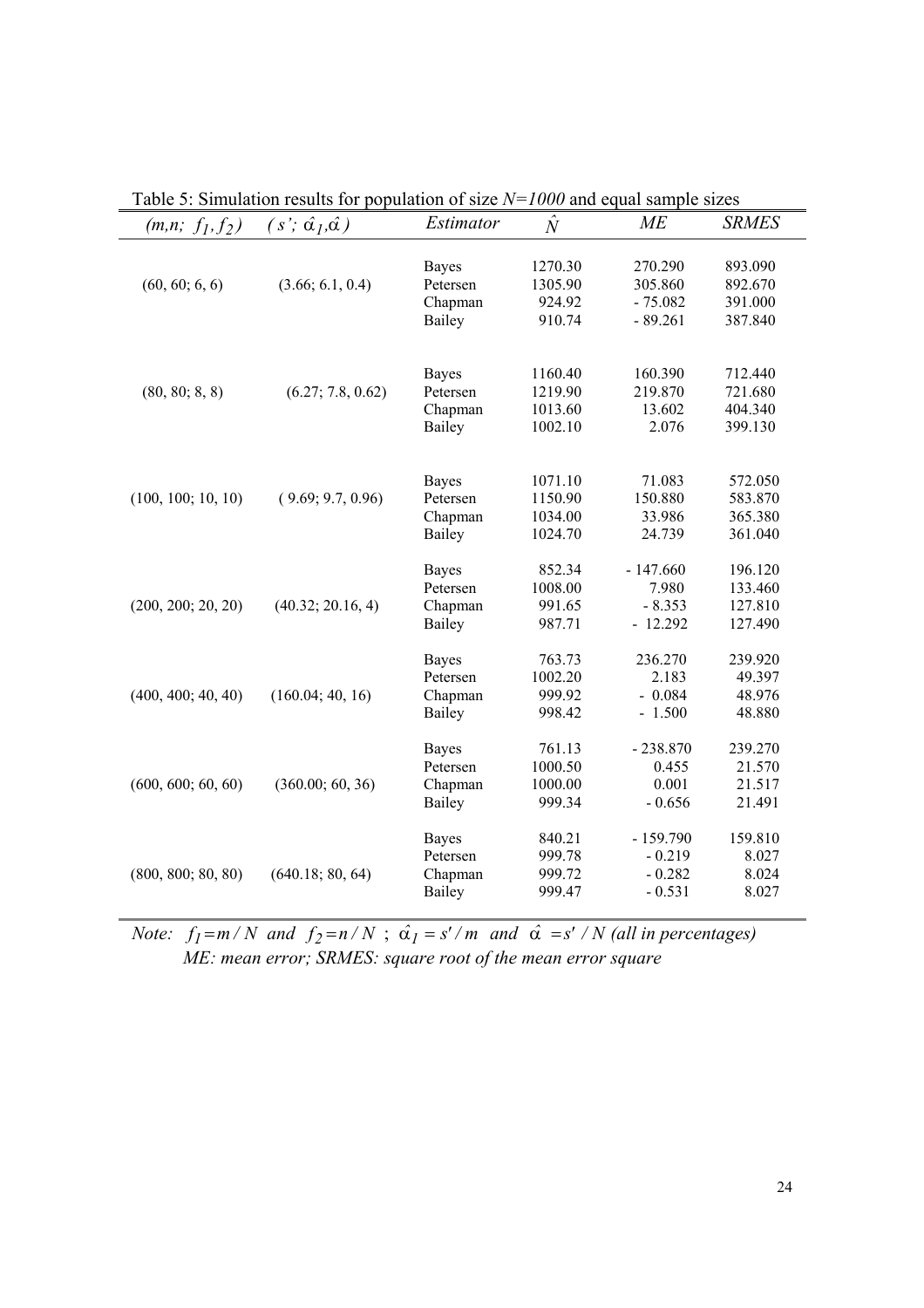Table 5: Simulation results for population of size $N=1000$ and equal sample sizes

| $(m,n;\ f_1, f_2)$ | $(s';\ \hat{\alpha}_1, \hat{\alpha})$ | *Estimator* | $\hat{N}$ | *ME* | *SRMES* |
|---|---|---|---|---|---|
| (60, 60; 6, 6) | (3.66; 6.1, 0.4) | Bayes | 1270.30 | 270.290 | 893.090 |
| | | Petersen | 1305.90 | 305.860 | 892.670 |
| | | Chapman | 924.92 | - 75.082 | 391.000 |
| | | Bailey | 910.74 | - 89.261 | 387.840 |
| (80, 80; 8, 8) | (6.27; 7.8, 0.62) | Bayes | 1160.40 | 160.390 | 712.440 |
| | | Petersen | 1219.90 | 219.870 | 721.680 |
| | | Chapman | 1013.60 | 13.602 | 404.340 |
| | | Bailey | 1002.10 | 2.076 | 399.130 |
| (100, 100; 10, 10) | ( 9.69; 9.7, 0.96) | Bayes | 1071.10 | 71.083 | 572.050 |
| | | Petersen | 1150.90 | 150.880 | 583.870 |
| | | Chapman | 1034.00 | 33.986 | 365.380 |
| | | Bailey | 1024.70 | 24.739 | 361.040 |
| (200, 200; 20, 20) | (40.32; 20.16, 4) | Bayes | 852.34 | - 147.660 | 196.120 |
| | | Petersen | 1008.00 | 7.980 | 133.460 |
| | | Chapman | 991.65 | - 8.353 | 127.810 |
| | | Bailey | 987.71 | - 12.292 | 127.490 |
| (400, 400; 40, 40) | (160.04; 40, 16) | Bayes | 763.73 | 236.270 | 239.920 |
| | | Petersen | 1002.20 | 2.183 | 49.397 |
| | | Chapman | 999.92 | - 0.084 | 48.976 |
| | | Bailey | 998.42 | - 1.500 | 48.880 |
| (600, 600; 60, 60) | (360.00; 60, 36) | Bayes | 761.13 | - 238.870 | 239.270 |
| | | Petersen | 1000.50 | 0.455 | 21.570 |
| | | Chapman | 1000.00 | 0.001 | 21.517 |
| | | Bailey | 999.34 | - 0.656 | 21.491 |
| (800, 800; 80, 80) | (640.18; 80, 64) | Bayes | 840.21 | - 159.790 | 159.810 |
| | | Petersen | 999.78 | - 0.219 | 8.027 |
| | | Chapman | 999.72 | - 0.282 | 8.024 |
| | | Bailey | 999.47 | - 0.531 | 8.027 |

*Note:* $f_1 = m/N$ *and* $f_2 = n/N$ ; $\hat{\alpha}_1 = s'/m$ *and* $\hat{\alpha} = s'/N$ *(all in percentages)*
*ME: mean error; SRMES: square root of the mean error square*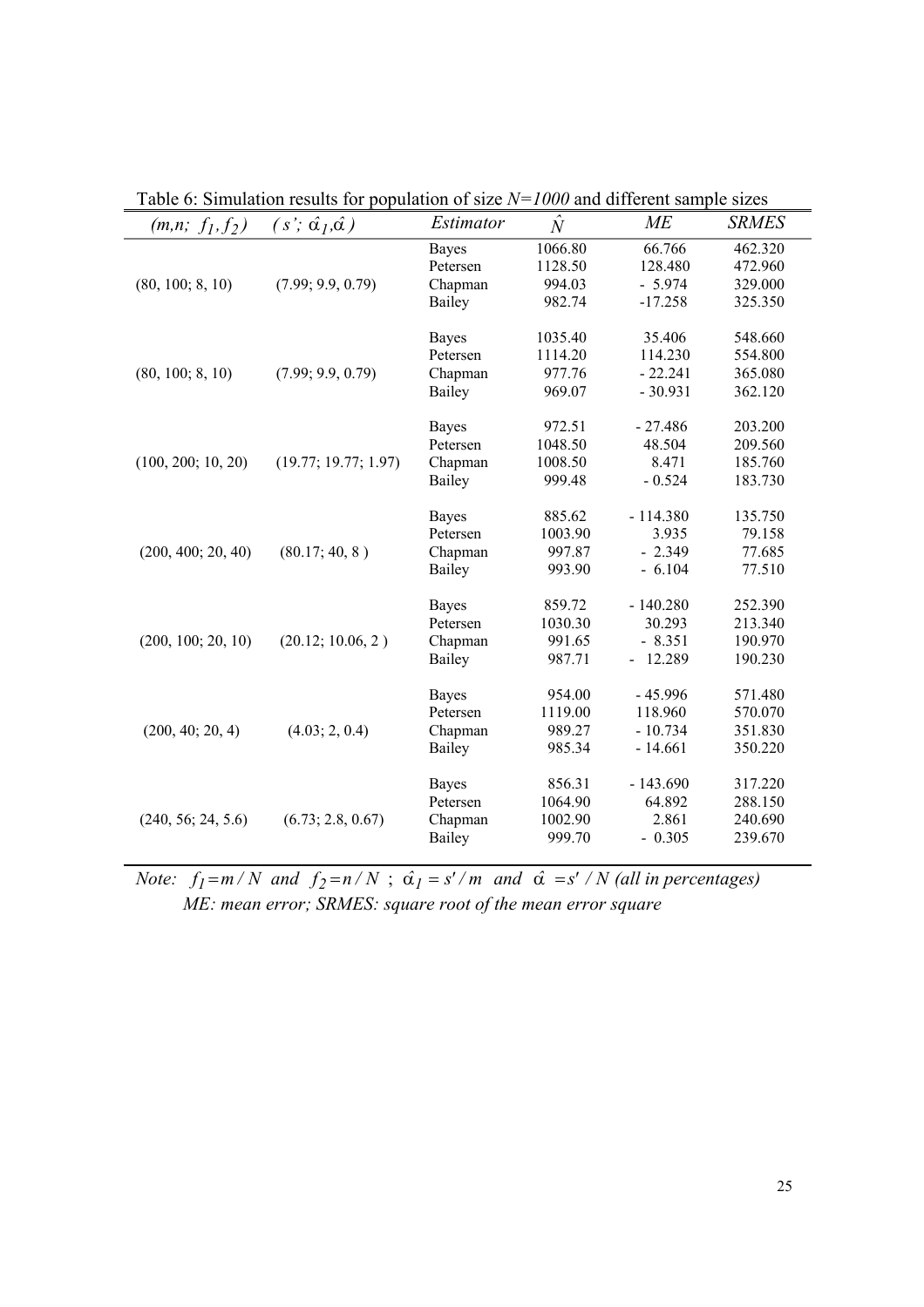Table 6: Simulation results for population of size $N=1000$ and different sample sizes

| $(m,n;\ f_1, f_2)$ | $(s';\ \hat{\alpha}_1, \hat{\alpha})$ | *Estimator* | $\hat{N}$ | *ME* | *SRMES* |
|---|---|---|---|---|---|
| (80, 100; 8, 10) | (7.99; 9.9, 0.79) | Bayes | 1066.80 | 66.766 | 462.320 |
| | | Petersen | 1128.50 | 128.480 | 472.960 |
| | | Chapman | 994.03 | - 5.974 | 329.000 |
| | | Bailey | 982.74 | -17.258 | 325.350 |
| (80, 100; 8, 10) | (7.99; 9.9, 0.79) | Bayes | 1035.40 | 35.406 | 548.660 |
| | | Petersen | 1114.20 | 114.230 | 554.800 |
| | | Chapman | 977.76 | - 22.241 | 365.080 |
| | | Bailey | 969.07 | - 30.931 | 362.120 |
| (100, 200; 10, 20) | (19.77; 19.77; 1.97) | Bayes | 972.51 | - 27.486 | 203.200 |
| | | Petersen | 1048.50 | 48.504 | 209.560 |
| | | Chapman | 1008.50 | 8.471 | 185.760 |
| | | Bailey | 999.48 | - 0.524 | 183.730 |
| (200, 400; 20, 40) | (80.17; 40, 8 ) | Bayes | 885.62 | - 114.380 | 135.750 |
| | | Petersen | 1003.90 | 3.935 | 79.158 |
| | | Chapman | 997.87 | - 2.349 | 77.685 |
| | | Bailey | 993.90 | - 6.104 | 77.510 |
| (200, 100; 20, 10) | (20.12; 10.06, 2 ) | Bayes | 859.72 | - 140.280 | 252.390 |
| | | Petersen | 1030.30 | 30.293 | 213.340 |
| | | Chapman | 991.65 | - 8.351 | 190.970 |
| | | Bailey | 987.71 | - 12.289 | 190.230 |
| (200, 40; 20, 4) | (4.03; 2, 0.4) | Bayes | 954.00 | - 45.996 | 571.480 |
| | | Petersen | 1119.00 | 118.960 | 570.070 |
| | | Chapman | 989.27 | - 10.734 | 351.830 |
| | | Bailey | 985.34 | - 14.661 | 350.220 |
| (240, 56; 24, 5.6) | (6.73; 2.8, 0.67) | Bayes | 856.31 | - 143.690 | 317.220 |
| | | Petersen | 1064.90 | 64.892 | 288.150 |
| | | Chapman | 1002.90 | 2.861 | 240.690 |
| | | Bailey | 999.70 | - 0.305 | 239.670 |

*Note:* $f_1 = m / N$ *and* $f_2 = n / N$ ; $\hat{\alpha}_1 = s' / m$ *and* $\hat{\alpha} = s' / N$ *(all in percentages)*
*ME: mean error; SRMES: square root of the mean error square*